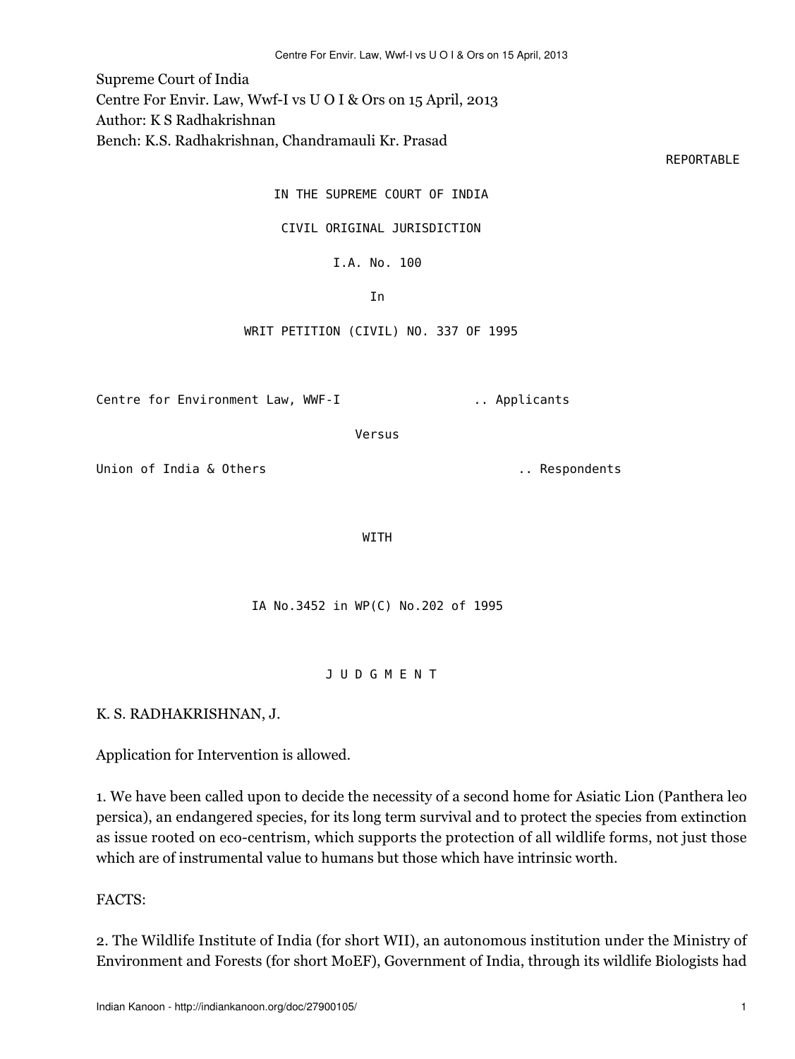Supreme Court of India
Centre For Envir. Law, Wwf-I vs U O I & Ors on 15 April, 2013
Author: K S Radhakrishnan
Bench: K.S. Radhakrishnan, Chandramauli Kr. Prasad

REPORTABLE

IN THE SUPREME COURT OF INDIA

CIVIL ORIGINAL JURISDICTION

I.A. No. 100

In

WRIT PETITION (CIVIL) NO. 337 OF 1995

Centre for Environment Law, WWF-I .. Applicants

Versus

Union of India & Others .. Respondents

WITH

IA No.3452 in WP(C) No.202 of 1995

J U D G M E N T

K. S. RADHAKRISHNAN, J.

Application for Intervention is allowed.

1. We have been called upon to decide the necessity of a second home for Asiatic Lion (Panthera leo persica), an endangered species, for its long term survival and to protect the species from extinction as issue rooted on eco-centrism, which supports the protection of all wildlife forms, not just those which are of instrumental value to humans but those which have intrinsic worth.

FACTS:

2. The Wildlife Institute of India (for short WII), an autonomous institution under the Ministry of Environment and Forests (for short MoEF), Government of India, through its wildlife Biologists had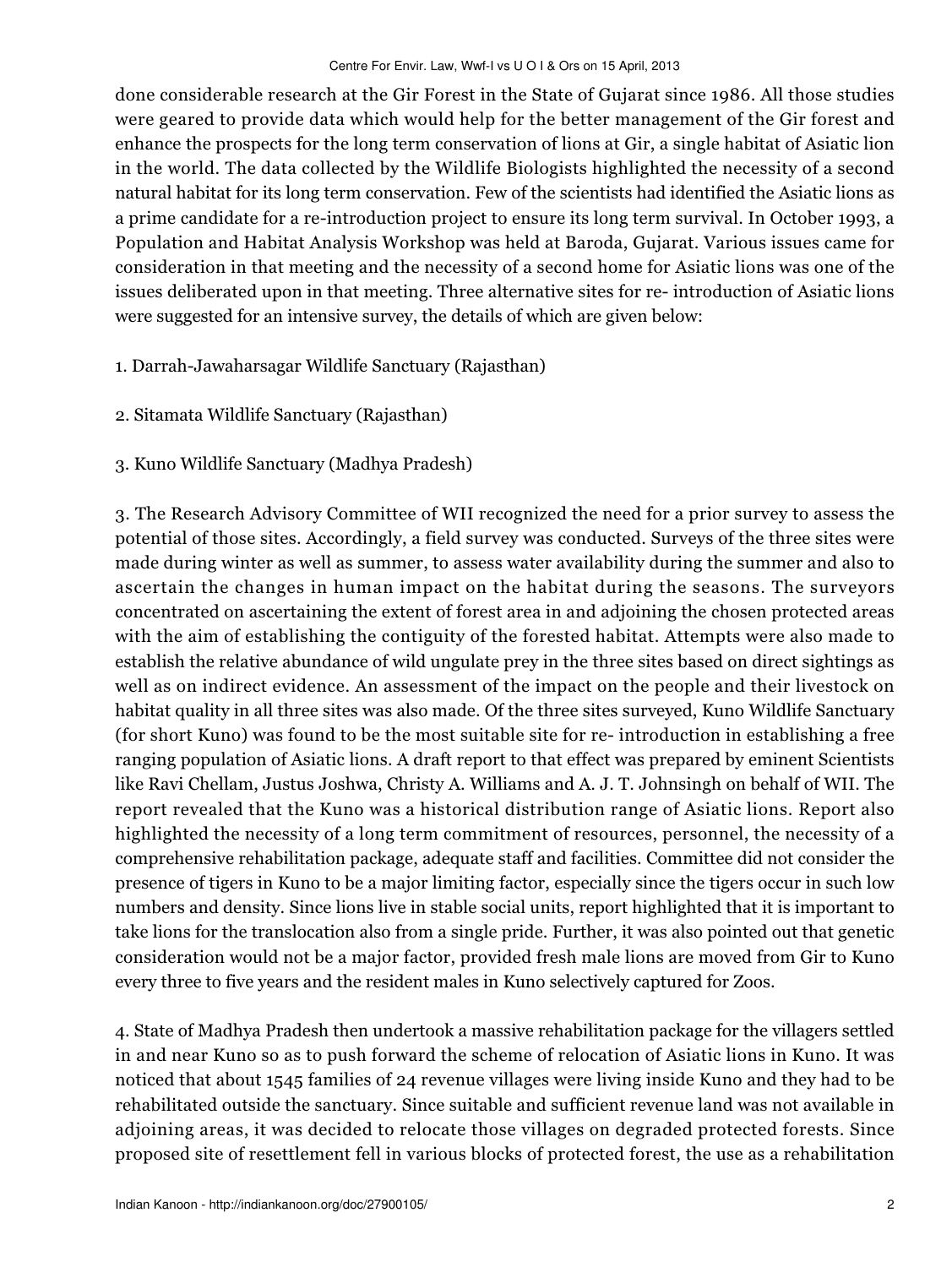done considerable research at the Gir Forest in the State of Gujarat since 1986. All those studies were geared to provide data which would help for the better management of the Gir forest and enhance the prospects for the long term conservation of lions at Gir, a single habitat of Asiatic lion in the world. The data collected by the Wildlife Biologists highlighted the necessity of a second natural habitat for its long term conservation. Few of the scientists had identified the Asiatic lions as a prime candidate for a re-introduction project to ensure its long term survival. In October 1993, a Population and Habitat Analysis Workshop was held at Baroda, Gujarat. Various issues came for consideration in that meeting and the necessity of a second home for Asiatic lions was one of the issues deliberated upon in that meeting. Three alternative sites for re- introduction of Asiatic lions were suggested for an intensive survey, the details of which are given below:

1. Darrah-Jawaharsagar Wildlife Sanctuary (Rajasthan)

2. Sitamata Wildlife Sanctuary (Rajasthan)

3. Kuno Wildlife Sanctuary (Madhya Pradesh)

3. The Research Advisory Committee of WII recognized the need for a prior survey to assess the potential of those sites. Accordingly, a field survey was conducted. Surveys of the three sites were made during winter as well as summer, to assess water availability during the summer and also to ascertain the changes in human impact on the habitat during the seasons. The surveyors concentrated on ascertaining the extent of forest area in and adjoining the chosen protected areas with the aim of establishing the contiguity of the forested habitat. Attempts were also made to establish the relative abundance of wild ungulate prey in the three sites based on direct sightings as well as on indirect evidence. An assessment of the impact on the people and their livestock on habitat quality in all three sites was also made. Of the three sites surveyed, Kuno Wildlife Sanctuary (for short Kuno) was found to be the most suitable site for re- introduction in establishing a free ranging population of Asiatic lions. A draft report to that effect was prepared by eminent Scientists like Ravi Chellam, Justus Joshwa, Christy A. Williams and A. J. T. Johnsingh on behalf of WII. The report revealed that the Kuno was a historical distribution range of Asiatic lions. Report also highlighted the necessity of a long term commitment of resources, personnel, the necessity of a comprehensive rehabilitation package, adequate staff and facilities. Committee did not consider the presence of tigers in Kuno to be a major limiting factor, especially since the tigers occur in such low numbers and density. Since lions live in stable social units, report highlighted that it is important to take lions for the translocation also from a single pride. Further, it was also pointed out that genetic consideration would not be a major factor, provided fresh male lions are moved from Gir to Kuno every three to five years and the resident males in Kuno selectively captured for Zoos.

4. State of Madhya Pradesh then undertook a massive rehabilitation package for the villagers settled in and near Kuno so as to push forward the scheme of relocation of Asiatic lions in Kuno. It was noticed that about 1545 families of 24 revenue villages were living inside Kuno and they had to be rehabilitated outside the sanctuary. Since suitable and sufficient revenue land was not available in adjoining areas, it was decided to relocate those villages on degraded protected forests. Since proposed site of resettlement fell in various blocks of protected forest, the use as a rehabilitation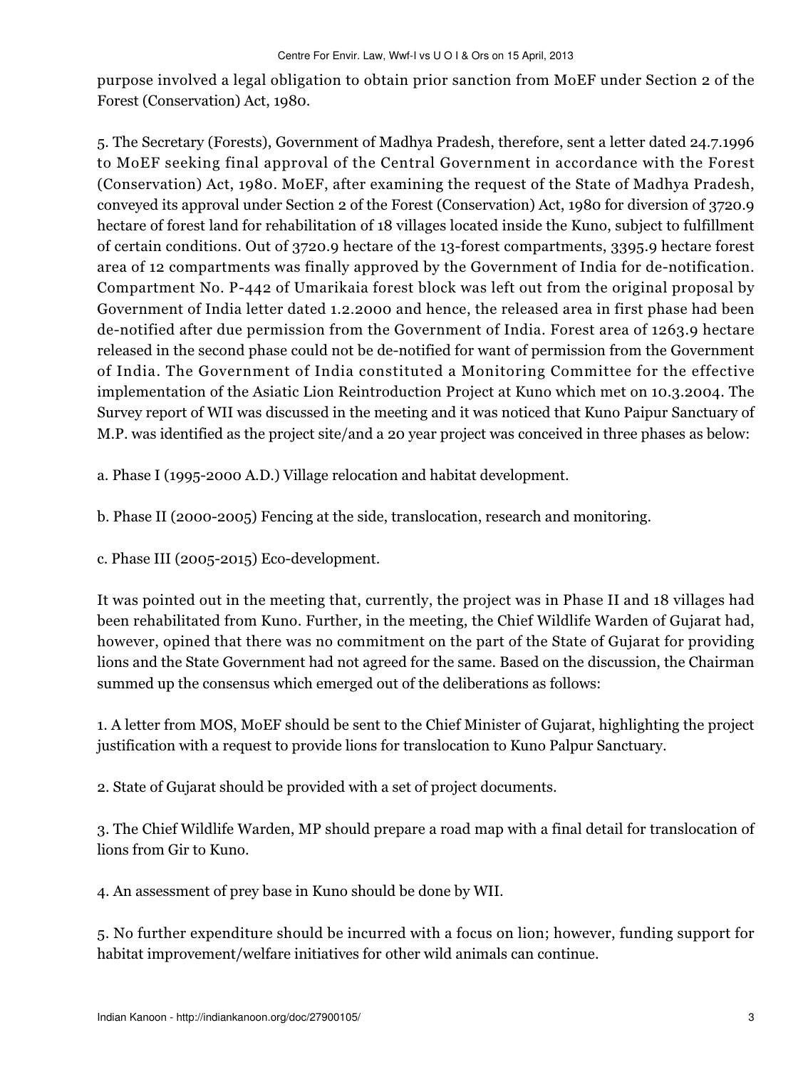purpose involved a legal obligation to obtain prior sanction from MoEF under Section 2 of the Forest (Conservation) Act, 1980.

5. The Secretary (Forests), Government of Madhya Pradesh, therefore, sent a letter dated 24.7.1996 to MoEF seeking final approval of the Central Government in accordance with the Forest (Conservation) Act, 1980. MoEF, after examining the request of the State of Madhya Pradesh, conveyed its approval under Section 2 of the Forest (Conservation) Act, 1980 for diversion of 3720.9 hectare of forest land for rehabilitation of 18 villages located inside the Kuno, subject to fulfillment of certain conditions. Out of 3720.9 hectare of the 13-forest compartments, 3395.9 hectare forest area of 12 compartments was finally approved by the Government of India for de-notification. Compartment No. P-442 of Umarikaia forest block was left out from the original proposal by Government of India letter dated 1.2.2000 and hence, the released area in first phase had been de-notified after due permission from the Government of India. Forest area of 1263.9 hectare released in the second phase could not be de-notified for want of permission from the Government of India. The Government of India constituted a Monitoring Committee for the effective implementation of the Asiatic Lion Reintroduction Project at Kuno which met on 10.3.2004. The Survey report of WII was discussed in the meeting and it was noticed that Kuno Paipur Sanctuary of M.P. was identified as the project site/and a 20 year project was conceived in three phases as below:

a. Phase I (1995-2000 A.D.) Village relocation and habitat development.

b. Phase II (2000-2005) Fencing at the side, translocation, research and monitoring.

c. Phase III (2005-2015) Eco-development.

It was pointed out in the meeting that, currently, the project was in Phase II and 18 villages had been rehabilitated from Kuno. Further, in the meeting, the Chief Wildlife Warden of Gujarat had, however, opined that there was no commitment on the part of the State of Gujarat for providing lions and the State Government had not agreed for the same. Based on the discussion, the Chairman summed up the consensus which emerged out of the deliberations as follows:

1. A letter from MOS, MoEF should be sent to the Chief Minister of Gujarat, highlighting the project justification with a request to provide lions for translocation to Kuno Palpur Sanctuary.

2. State of Gujarat should be provided with a set of project documents.

3. The Chief Wildlife Warden, MP should prepare a road map with a final detail for translocation of lions from Gir to Kuno.

4. An assessment of prey base in Kuno should be done by WII.

5. No further expenditure should be incurred with a focus on lion; however, funding support for habitat improvement/welfare initiatives for other wild animals can continue.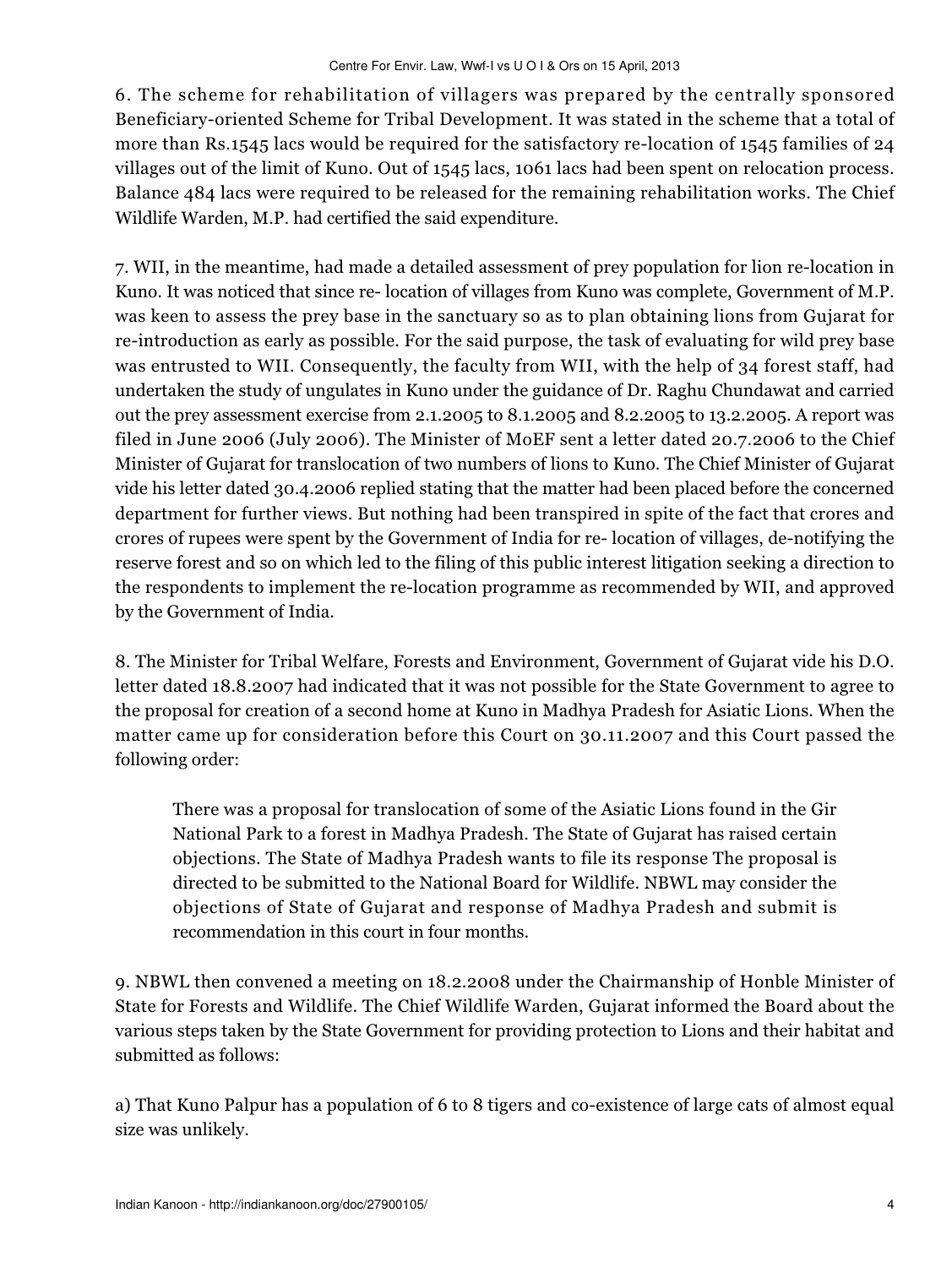6. The scheme for rehabilitation of villagers was prepared by the centrally sponsored Beneficiary-oriented Scheme for Tribal Development. It was stated in the scheme that a total of more than Rs.1545 lacs would be required for the satisfactory re-location of 1545 families of 24 villages out of the limit of Kuno. Out of 1545 lacs, 1061 lacs had been spent on relocation process. Balance 484 lacs were required to be released for the remaining rehabilitation works. The Chief Wildlife Warden, M.P. had certified the said expenditure.

7. WII, in the meantime, had made a detailed assessment of prey population for lion re-location in Kuno. It was noticed that since re- location of villages from Kuno was complete, Government of M.P. was keen to assess the prey base in the sanctuary so as to plan obtaining lions from Gujarat for re-introduction as early as possible. For the said purpose, the task of evaluating for wild prey base was entrusted to WII. Consequently, the faculty from WII, with the help of 34 forest staff, had undertaken the study of ungulates in Kuno under the guidance of Dr. Raghu Chundawat and carried out the prey assessment exercise from 2.1.2005 to 8.1.2005 and 8.2.2005 to 13.2.2005. A report was filed in June 2006 (July 2006). The Minister of MoEF sent a letter dated 20.7.2006 to the Chief Minister of Gujarat for translocation of two numbers of lions to Kuno. The Chief Minister of Gujarat vide his letter dated 30.4.2006 replied stating that the matter had been placed before the concerned department for further views. But nothing had been transpired in spite of the fact that crores and crores of rupees were spent by the Government of India for re- location of villages, de-notifying the reserve forest and so on which led to the filing of this public interest litigation seeking a direction to the respondents to implement the re-location programme as recommended by WII, and approved by the Government of India.

8. The Minister for Tribal Welfare, Forests and Environment, Government of Gujarat vide his D.O. letter dated 18.8.2007 had indicated that it was not possible for the State Government to agree to the proposal for creation of a second home at Kuno in Madhya Pradesh for Asiatic Lions. When the matter came up for consideration before this Court on 30.11.2007 and this Court passed the following order:

> There was a proposal for translocation of some of the Asiatic Lions found in the Gir National Park to a forest in Madhya Pradesh. The State of Gujarat has raised certain objections. The State of Madhya Pradesh wants to file its response The proposal is directed to be submitted to the National Board for Wildlife. NBWL may consider the objections of State of Gujarat and response of Madhya Pradesh and submit is recommendation in this court in four months.

9. NBWL then convened a meeting on 18.2.2008 under the Chairmanship of Honble Minister of State for Forests and Wildlife. The Chief Wildlife Warden, Gujarat informed the Board about the various steps taken by the State Government for providing protection to Lions and their habitat and submitted as follows:

a) That Kuno Palpur has a population of 6 to 8 tigers and co-existence of large cats of almost equal size was unlikely.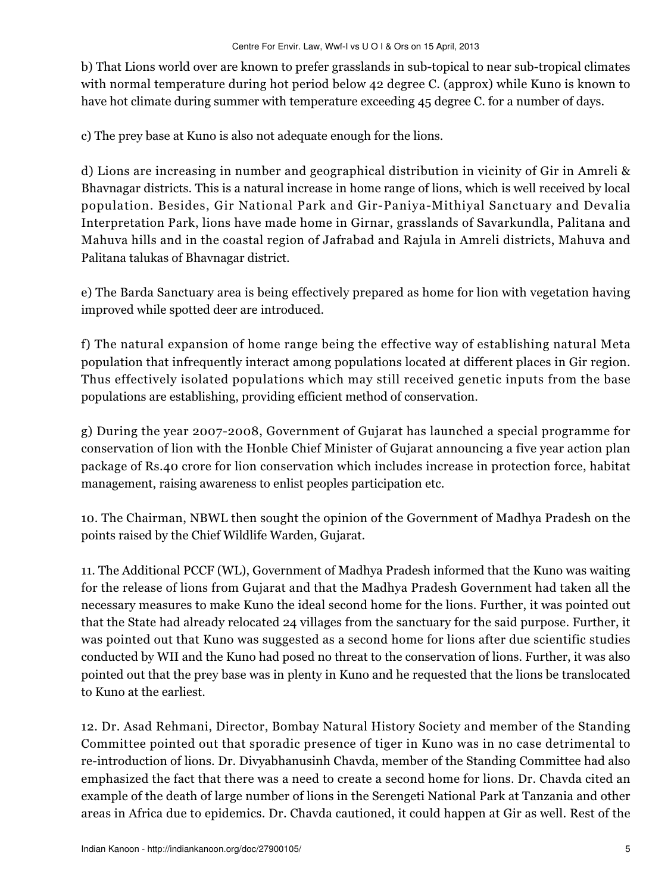b) That Lions world over are known to prefer grasslands in sub-topical to near sub-tropical climates with normal temperature during hot period below 42 degree C. (approx) while Kuno is known to have hot climate during summer with temperature exceeding 45 degree C. for a number of days.

c) The prey base at Kuno is also not adequate enough for the lions.

d) Lions are increasing in number and geographical distribution in vicinity of Gir in Amreli & Bhavnagar districts. This is a natural increase in home range of lions, which is well received by local population. Besides, Gir National Park and Gir-Paniya-Mithiyal Sanctuary and Devalia Interpretation Park, lions have made home in Girnar, grasslands of Savarkundla, Palitana and Mahuva hills and in the coastal region of Jafrabad and Rajula in Amreli districts, Mahuva and Palitana talukas of Bhavnagar district.

e) The Barda Sanctuary area is being effectively prepared as home for lion with vegetation having improved while spotted deer are introduced.

f) The natural expansion of home range being the effective way of establishing natural Meta population that infrequently interact among populations located at different places in Gir region. Thus effectively isolated populations which may still received genetic inputs from the base populations are establishing, providing efficient method of conservation.

g) During the year 2007-2008, Government of Gujarat has launched a special programme for conservation of lion with the Honble Chief Minister of Gujarat announcing a five year action plan package of Rs.40 crore for lion conservation which includes increase in protection force, habitat management, raising awareness to enlist peoples participation etc.

10. The Chairman, NBWL then sought the opinion of the Government of Madhya Pradesh on the points raised by the Chief Wildlife Warden, Gujarat.

11. The Additional PCCF (WL), Government of Madhya Pradesh informed that the Kuno was waiting for the release of lions from Gujarat and that the Madhya Pradesh Government had taken all the necessary measures to make Kuno the ideal second home for the lions. Further, it was pointed out that the State had already relocated 24 villages from the sanctuary for the said purpose. Further, it was pointed out that Kuno was suggested as a second home for lions after due scientific studies conducted by WII and the Kuno had posed no threat to the conservation of lions. Further, it was also pointed out that the prey base was in plenty in Kuno and he requested that the lions be translocated to Kuno at the earliest.

12. Dr. Asad Rehmani, Director, Bombay Natural History Society and member of the Standing Committee pointed out that sporadic presence of tiger in Kuno was in no case detrimental to re-introduction of lions. Dr. Divyabhanusinh Chavda, member of the Standing Committee had also emphasized the fact that there was a need to create a second home for lions. Dr. Chavda cited an example of the death of large number of lions in the Serengeti National Park at Tanzania and other areas in Africa due to epidemics. Dr. Chavda cautioned, it could happen at Gir as well. Rest of the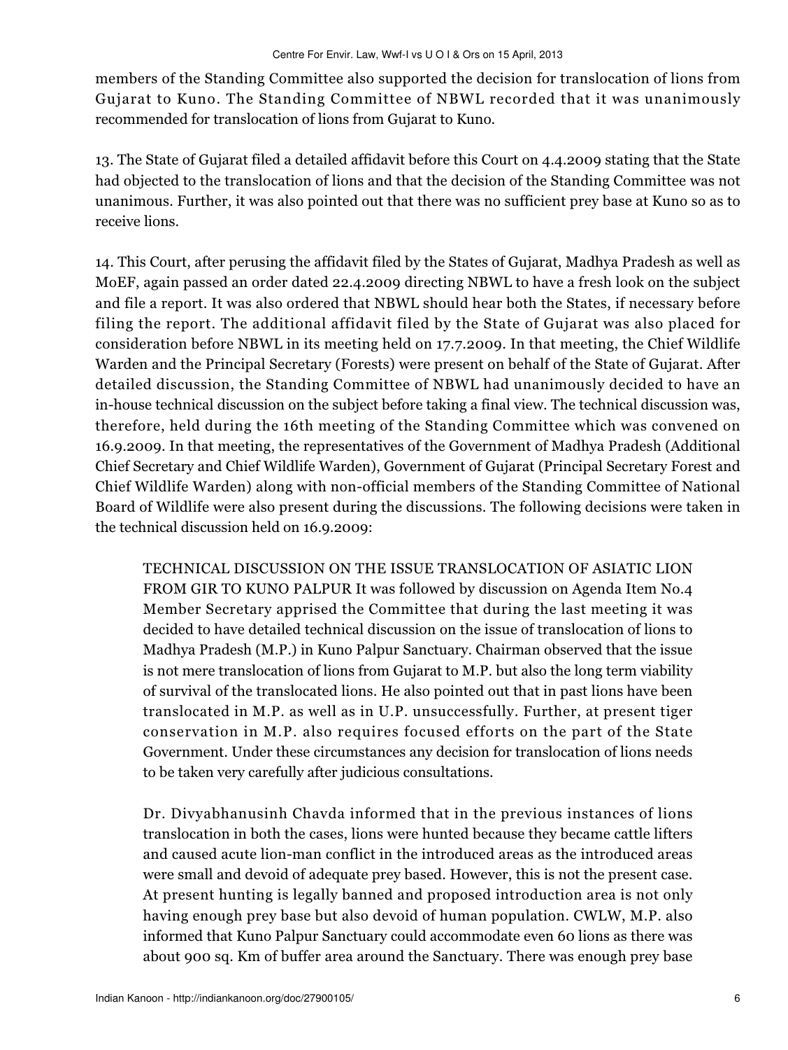members of the Standing Committee also supported the decision for translocation of lions from Gujarat to Kuno. The Standing Committee of NBWL recorded that it was unanimously recommended for translocation of lions from Gujarat to Kuno.

13. The State of Gujarat filed a detailed affidavit before this Court on 4.4.2009 stating that the State had objected to the translocation of lions and that the decision of the Standing Committee was not unanimous. Further, it was also pointed out that there was no sufficient prey base at Kuno so as to receive lions.

14. This Court, after perusing the affidavit filed by the States of Gujarat, Madhya Pradesh as well as MoEF, again passed an order dated 22.4.2009 directing NBWL to have a fresh look on the subject and file a report. It was also ordered that NBWL should hear both the States, if necessary before filing the report. The additional affidavit filed by the State of Gujarat was also placed for consideration before NBWL in its meeting held on 17.7.2009. In that meeting, the Chief Wildlife Warden and the Principal Secretary (Forests) were present on behalf of the State of Gujarat. After detailed discussion, the Standing Committee of NBWL had unanimously decided to have an in-house technical discussion on the subject before taking a final view. The technical discussion was, therefore, held during the 16th meeting of the Standing Committee which was convened on 16.9.2009. In that meeting, the representatives of the Government of Madhya Pradesh (Additional Chief Secretary and Chief Wildlife Warden), Government of Gujarat (Principal Secretary Forest and Chief Wildlife Warden) along with non-official members of the Standing Committee of National Board of Wildlife were also present during the discussions. The following decisions were taken in the technical discussion held on 16.9.2009:

> TECHNICAL DISCUSSION ON THE ISSUE TRANSLOCATION OF ASIATIC LION FROM GIR TO KUNO PALPUR It was followed by discussion on Agenda Item No.4 Member Secretary apprised the Committee that during the last meeting it was decided to have detailed technical discussion on the issue of translocation of lions to Madhya Pradesh (M.P.) in Kuno Palpur Sanctuary. Chairman observed that the issue is not mere translocation of lions from Gujarat to M.P. but also the long term viability of survival of the translocated lions. He also pointed out that in past lions have been translocated in M.P. as well as in U.P. unsuccessfully. Further, at present tiger conservation in M.P. also requires focused efforts on the part of the State Government. Under these circumstances any decision for translocation of lions needs to be taken very carefully after judicious consultations.
>
> Dr. Divyabhanusinh Chavda informed that in the previous instances of lions translocation in both the cases, lions were hunted because they became cattle lifters and caused acute lion-man conflict in the introduced areas as the introduced areas were small and devoid of adequate prey based. However, this is not the present case. At present hunting is legally banned and proposed introduction area is not only having enough prey base but also devoid of human population. CWLW, M.P. also informed that Kuno Palpur Sanctuary could accommodate even 60 lions as there was about 900 sq. Km of buffer area around the Sanctuary. There was enough prey base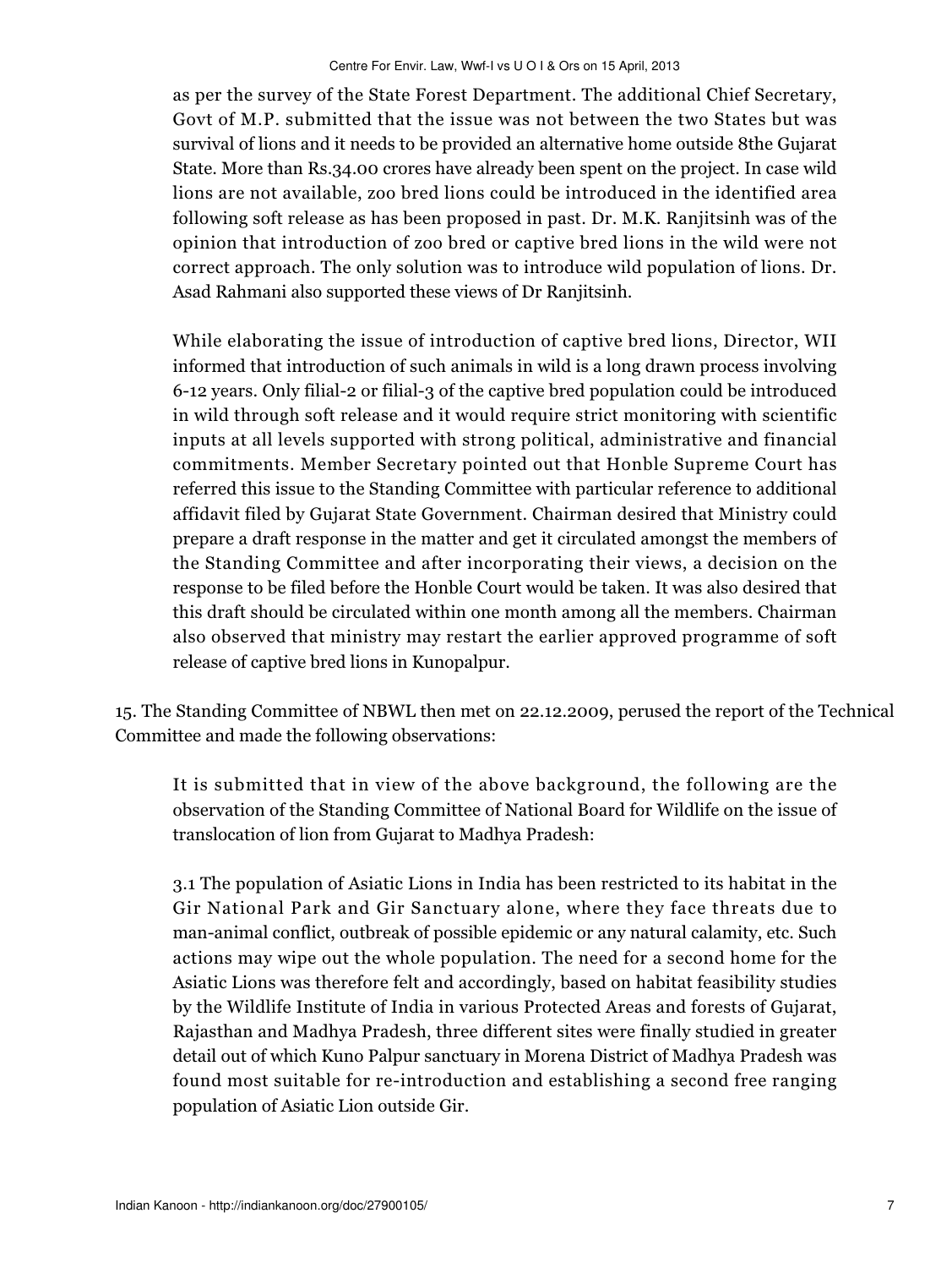as per the survey of the State Forest Department. The additional Chief Secretary, Govt of M.P. submitted that the issue was not between the two States but was survival of lions and it needs to be provided an alternative home outside 8the Gujarat State. More than Rs.34.00 crores have already been spent on the project. In case wild lions are not available, zoo bred lions could be introduced in the identified area following soft release as has been proposed in past. Dr. M.K. Ranjitsinh was of the opinion that introduction of zoo bred or captive bred lions in the wild were not correct approach. The only solution was to introduce wild population of lions. Dr. Asad Rahmani also supported these views of Dr Ranjitsinh.

> While elaborating the issue of introduction of captive bred lions, Director, WII informed that introduction of such animals in wild is a long drawn process involving 6-12 years. Only filial-2 or filial-3 of the captive bred population could be introduced in wild through soft release and it would require strict monitoring with scientific inputs at all levels supported with strong political, administrative and financial commitments. Member Secretary pointed out that Honble Supreme Court has referred this issue to the Standing Committee with particular reference to additional affidavit filed by Gujarat State Government. Chairman desired that Ministry could prepare a draft response in the matter and get it circulated amongst the members of the Standing Committee and after incorporating their views, a decision on the response to be filed before the Honble Court would be taken. It was also desired that this draft should be circulated within one month among all the members. Chairman also observed that ministry may restart the earlier approved programme of soft release of captive bred lions in Kunopalpur.

15. The Standing Committee of NBWL then met on 22.12.2009, perused the report of the Technical Committee and made the following observations:

> It is submitted that in view of the above background, the following are the observation of the Standing Committee of National Board for Wildlife on the issue of translocation of lion from Gujarat to Madhya Pradesh:
>
> 3.1 The population of Asiatic Lions in India has been restricted to its habitat in the Gir National Park and Gir Sanctuary alone, where they face threats due to man-animal conflict, outbreak of possible epidemic or any natural calamity, etc. Such actions may wipe out the whole population. The need for a second home for the Asiatic Lions was therefore felt and accordingly, based on habitat feasibility studies by the Wildlife Institute of India in various Protected Areas and forests of Gujarat, Rajasthan and Madhya Pradesh, three different sites were finally studied in greater detail out of which Kuno Palpur sanctuary in Morena District of Madhya Pradesh was found most suitable for re-introduction and establishing a second free ranging population of Asiatic Lion outside Gir.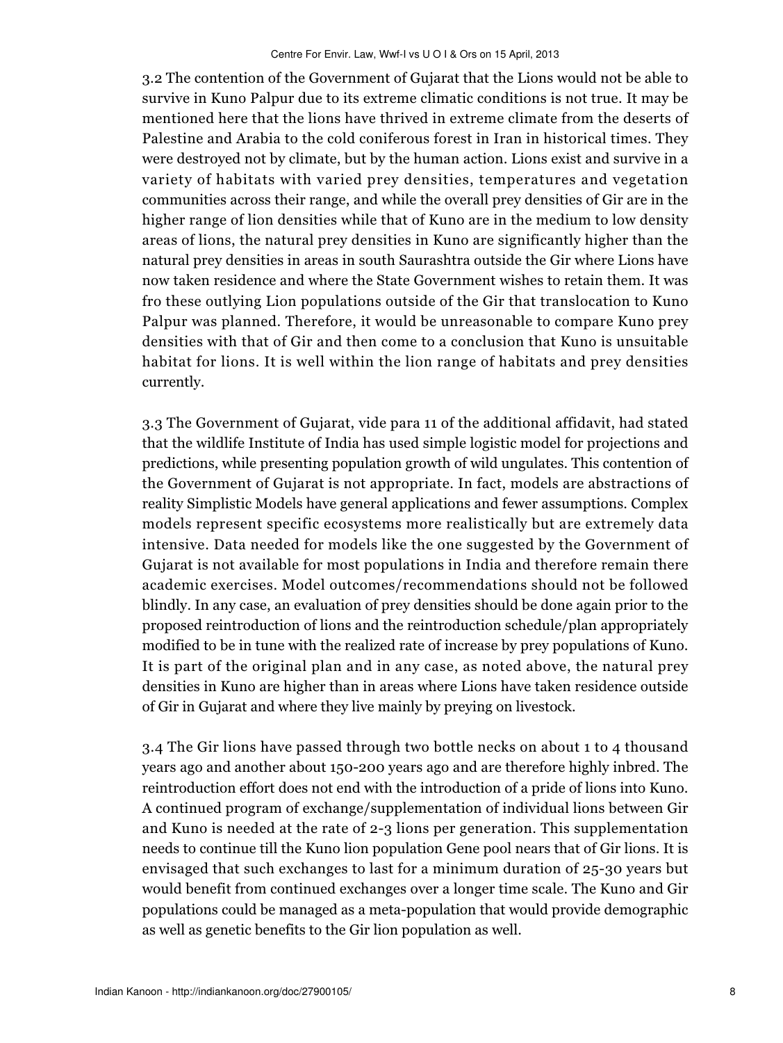3.2 The contention of the Government of Gujarat that the Lions would not be able to survive in Kuno Palpur due to its extreme climatic conditions is not true. It may be mentioned here that the lions have thrived in extreme climate from the deserts of Palestine and Arabia to the cold coniferous forest in Iran in historical times. They were destroyed not by climate, but by the human action. Lions exist and survive in a variety of habitats with varied prey densities, temperatures and vegetation communities across their range, and while the overall prey densities of Gir are in the higher range of lion densities while that of Kuno are in the medium to low density areas of lions, the natural prey densities in Kuno are significantly higher than the natural prey densities in areas in south Saurashtra outside the Gir where Lions have now taken residence and where the State Government wishes to retain them. It was fro these outlying Lion populations outside of the Gir that translocation to Kuno Palpur was planned. Therefore, it would be unreasonable to compare Kuno prey densities with that of Gir and then come to a conclusion that Kuno is unsuitable habitat for lions. It is well within the lion range of habitats and prey densities currently.

3.3 The Government of Gujarat, vide para 11 of the additional affidavit, had stated that the wildlife Institute of India has used simple logistic model for projections and predictions, while presenting population growth of wild ungulates. This contention of the Government of Gujarat is not appropriate. In fact, models are abstractions of reality Simplistic Models have general applications and fewer assumptions. Complex models represent specific ecosystems more realistically but are extremely data intensive. Data needed for models like the one suggested by the Government of Gujarat is not available for most populations in India and therefore remain there academic exercises. Model outcomes/recommendations should not be followed blindly. In any case, an evaluation of prey densities should be done again prior to the proposed reintroduction of lions and the reintroduction schedule/plan appropriately modified to be in tune with the realized rate of increase by prey populations of Kuno. It is part of the original plan and in any case, as noted above, the natural prey densities in Kuno are higher than in areas where Lions have taken residence outside of Gir in Gujarat and where they live mainly by preying on livestock.

3.4 The Gir lions have passed through two bottle necks on about 1 to 4 thousand years ago and another about 150-200 years ago and are therefore highly inbred. The reintroduction effort does not end with the introduction of a pride of lions into Kuno. A continued program of exchange/supplementation of individual lions between Gir and Kuno is needed at the rate of 2-3 lions per generation. This supplementation needs to continue till the Kuno lion population Gene pool nears that of Gir lions. It is envisaged that such exchanges to last for a minimum duration of 25-30 years but would benefit from continued exchanges over a longer time scale. The Kuno and Gir populations could be managed as a meta-population that would provide demographic as well as genetic benefits to the Gir lion population as well.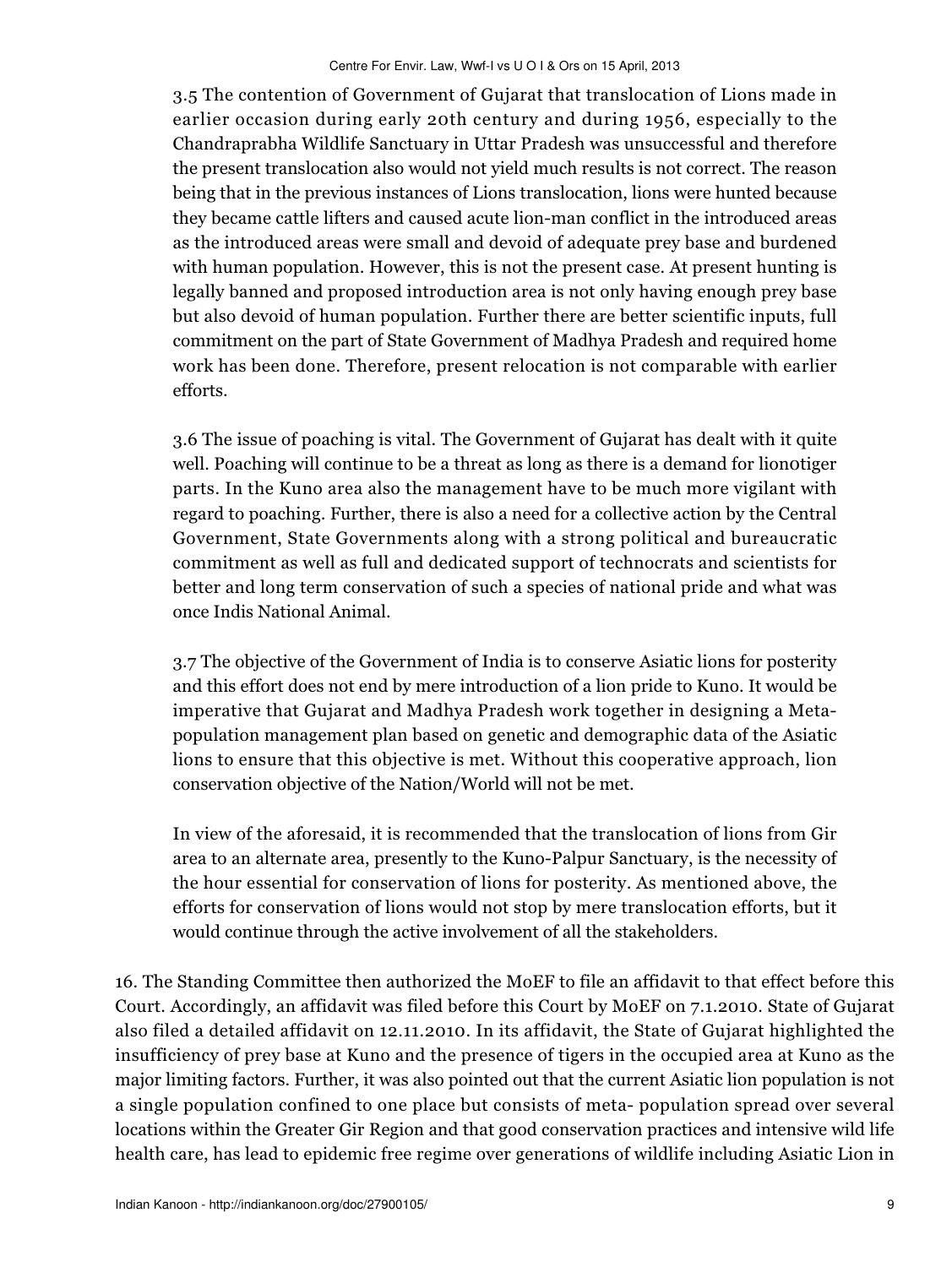3.5 The contention of Government of Gujarat that translocation of Lions made in earlier occasion during early 20th century and during 1956, especially to the Chandraprabha Wildlife Sanctuary in Uttar Pradesh was unsuccessful and therefore the present translocation also would not yield much results is not correct. The reason being that in the previous instances of Lions translocation, lions were hunted because they became cattle lifters and caused acute lion-man conflict in the introduced areas as the introduced areas were small and devoid of adequate prey base and burdened with human population. However, this is not the present case. At present hunting is legally banned and proposed introduction area is not only having enough prey base but also devoid of human population. Further there are better scientific inputs, full commitment on the part of State Government of Madhya Pradesh and required home work has been done. Therefore, present relocation is not comparable with earlier efforts.

3.6 The issue of poaching is vital. The Government of Gujarat has dealt with it quite well. Poaching will continue to be a threat as long as there is a demand for lion0tiger parts. In the Kuno area also the management have to be much more vigilant with regard to poaching. Further, there is also a need for a collective action by the Central Government, State Governments along with a strong political and bureaucratic commitment as well as full and dedicated support of technocrats and scientists for better and long term conservation of such a species of national pride and what was once Indis National Animal.

3.7 The objective of the Government of India is to conserve Asiatic lions for posterity and this effort does not end by mere introduction of a lion pride to Kuno. It would be imperative that Gujarat and Madhya Pradesh work together in designing a Meta-population management plan based on genetic and demographic data of the Asiatic lions to ensure that this objective is met. Without this cooperative approach, lion conservation objective of the Nation/World will not be met.

In view of the aforesaid, it is recommended that the translocation of lions from Gir area to an alternate area, presently to the Kuno-Palpur Sanctuary, is the necessity of the hour essential for conservation of lions for posterity. As mentioned above, the efforts for conservation of lions would not stop by mere translocation efforts, but it would continue through the active involvement of all the stakeholders.

16. The Standing Committee then authorized the MoEF to file an affidavit to that effect before this Court. Accordingly, an affidavit was filed before this Court by MoEF on 7.1.2010. State of Gujarat also filed a detailed affidavit on 12.11.2010. In its affidavit, the State of Gujarat highlighted the insufficiency of prey base at Kuno and the presence of tigers in the occupied area at Kuno as the major limiting factors. Further, it was also pointed out that the current Asiatic lion population is not a single population confined to one place but consists of meta- population spread over several locations within the Greater Gir Region and that good conservation practices and intensive wild life health care, has lead to epidemic free regime over generations of wildlife including Asiatic Lion in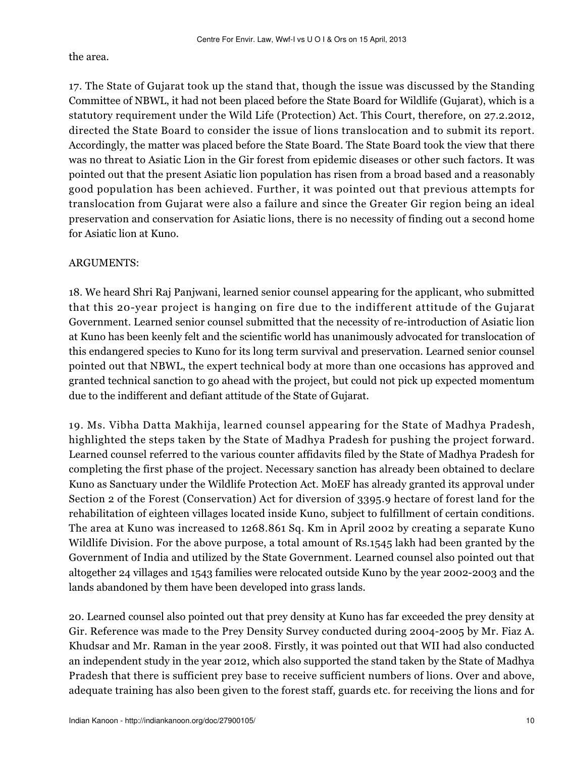the area.

17. The State of Gujarat took up the stand that, though the issue was discussed by the Standing Committee of NBWL, it had not been placed before the State Board for Wildlife (Gujarat), which is a statutory requirement under the Wild Life (Protection) Act. This Court, therefore, on 27.2.2012, directed the State Board to consider the issue of lions translocation and to submit its report. Accordingly, the matter was placed before the State Board. The State Board took the view that there was no threat to Asiatic Lion in the Gir forest from epidemic diseases or other such factors. It was pointed out that the present Asiatic lion population has risen from a broad based and a reasonably good population has been achieved. Further, it was pointed out that previous attempts for translocation from Gujarat were also a failure and since the Greater Gir region being an ideal preservation and conservation for Asiatic lions, there is no necessity of finding out a second home for Asiatic lion at Kuno.

ARGUMENTS:

18. We heard Shri Raj Panjwani, learned senior counsel appearing for the applicant, who submitted that this 20-year project is hanging on fire due to the indifferent attitude of the Gujarat Government. Learned senior counsel submitted that the necessity of re-introduction of Asiatic lion at Kuno has been keenly felt and the scientific world has unanimously advocated for translocation of this endangered species to Kuno for its long term survival and preservation. Learned senior counsel pointed out that NBWL, the expert technical body at more than one occasions has approved and granted technical sanction to go ahead with the project, but could not pick up expected momentum due to the indifferent and defiant attitude of the State of Gujarat.

19. Ms. Vibha Datta Makhija, learned counsel appearing for the State of Madhya Pradesh, highlighted the steps taken by the State of Madhya Pradesh for pushing the project forward. Learned counsel referred to the various counter affidavits filed by the State of Madhya Pradesh for completing the first phase of the project. Necessary sanction has already been obtained to declare Kuno as Sanctuary under the Wildlife Protection Act. MoEF has already granted its approval under Section 2 of the Forest (Conservation) Act for diversion of 3395.9 hectare of forest land for the rehabilitation of eighteen villages located inside Kuno, subject to fulfillment of certain conditions. The area at Kuno was increased to 1268.861 Sq. Km in April 2002 by creating a separate Kuno Wildlife Division. For the above purpose, a total amount of Rs.1545 lakh had been granted by the Government of India and utilized by the State Government. Learned counsel also pointed out that altogether 24 villages and 1543 families were relocated outside Kuno by the year 2002-2003 and the lands abandoned by them have been developed into grass lands.

20. Learned counsel also pointed out that prey density at Kuno has far exceeded the prey density at Gir. Reference was made to the Prey Density Survey conducted during 2004-2005 by Mr. Fiaz A. Khudsar and Mr. Raman in the year 2008. Firstly, it was pointed out that WII had also conducted an independent study in the year 2012, which also supported the stand taken by the State of Madhya Pradesh that there is sufficient prey base to receive sufficient numbers of lions. Over and above, adequate training has also been given to the forest staff, guards etc. for receiving the lions and for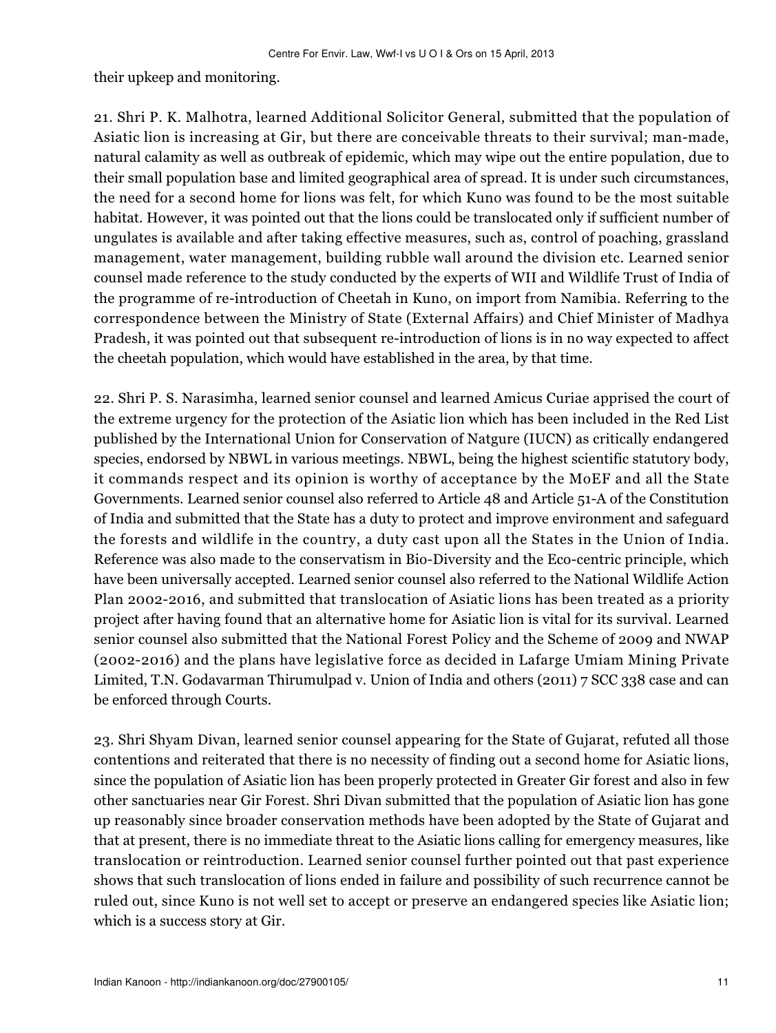their upkeep and monitoring.

21. Shri P. K. Malhotra, learned Additional Solicitor General, submitted that the population of Asiatic lion is increasing at Gir, but there are conceivable threats to their survival; man-made, natural calamity as well as outbreak of epidemic, which may wipe out the entire population, due to their small population base and limited geographical area of spread. It is under such circumstances, the need for a second home for lions was felt, for which Kuno was found to be the most suitable habitat. However, it was pointed out that the lions could be translocated only if sufficient number of ungulates is available and after taking effective measures, such as, control of poaching, grassland management, water management, building rubble wall around the division etc. Learned senior counsel made reference to the study conducted by the experts of WII and Wildlife Trust of India of the programme of re-introduction of Cheetah in Kuno, on import from Namibia. Referring to the correspondence between the Ministry of State (External Affairs) and Chief Minister of Madhya Pradesh, it was pointed out that subsequent re-introduction of lions is in no way expected to affect the cheetah population, which would have established in the area, by that time.

22. Shri P. S. Narasimha, learned senior counsel and learned Amicus Curiae apprised the court of the extreme urgency for the protection of the Asiatic lion which has been included in the Red List published by the International Union for Conservation of Natgure (IUCN) as critically endangered species, endorsed by NBWL in various meetings. NBWL, being the highest scientific statutory body, it commands respect and its opinion is worthy of acceptance by the MoEF and all the State Governments. Learned senior counsel also referred to Article 48 and Article 51-A of the Constitution of India and submitted that the State has a duty to protect and improve environment and safeguard the forests and wildlife in the country, a duty cast upon all the States in the Union of India. Reference was also made to the conservatism in Bio-Diversity and the Eco-centric principle, which have been universally accepted. Learned senior counsel also referred to the National Wildlife Action Plan 2002-2016, and submitted that translocation of Asiatic lions has been treated as a priority project after having found that an alternative home for Asiatic lion is vital for its survival. Learned senior counsel also submitted that the National Forest Policy and the Scheme of 2009 and NWAP (2002-2016) and the plans have legislative force as decided in Lafarge Umiam Mining Private Limited, T.N. Godavarman Thirumulpad v. Union of India and others (2011) 7 SCC 338 case and can be enforced through Courts.

23. Shri Shyam Divan, learned senior counsel appearing for the State of Gujarat, refuted all those contentions and reiterated that there is no necessity of finding out a second home for Asiatic lions, since the population of Asiatic lion has been properly protected in Greater Gir forest and also in few other sanctuaries near Gir Forest. Shri Divan submitted that the population of Asiatic lion has gone up reasonably since broader conservation methods have been adopted by the State of Gujarat and that at present, there is no immediate threat to the Asiatic lions calling for emergency measures, like translocation or reintroduction. Learned senior counsel further pointed out that past experience shows that such translocation of lions ended in failure and possibility of such recurrence cannot be ruled out, since Kuno is not well set to accept or preserve an endangered species like Asiatic lion; which is a success story at Gir.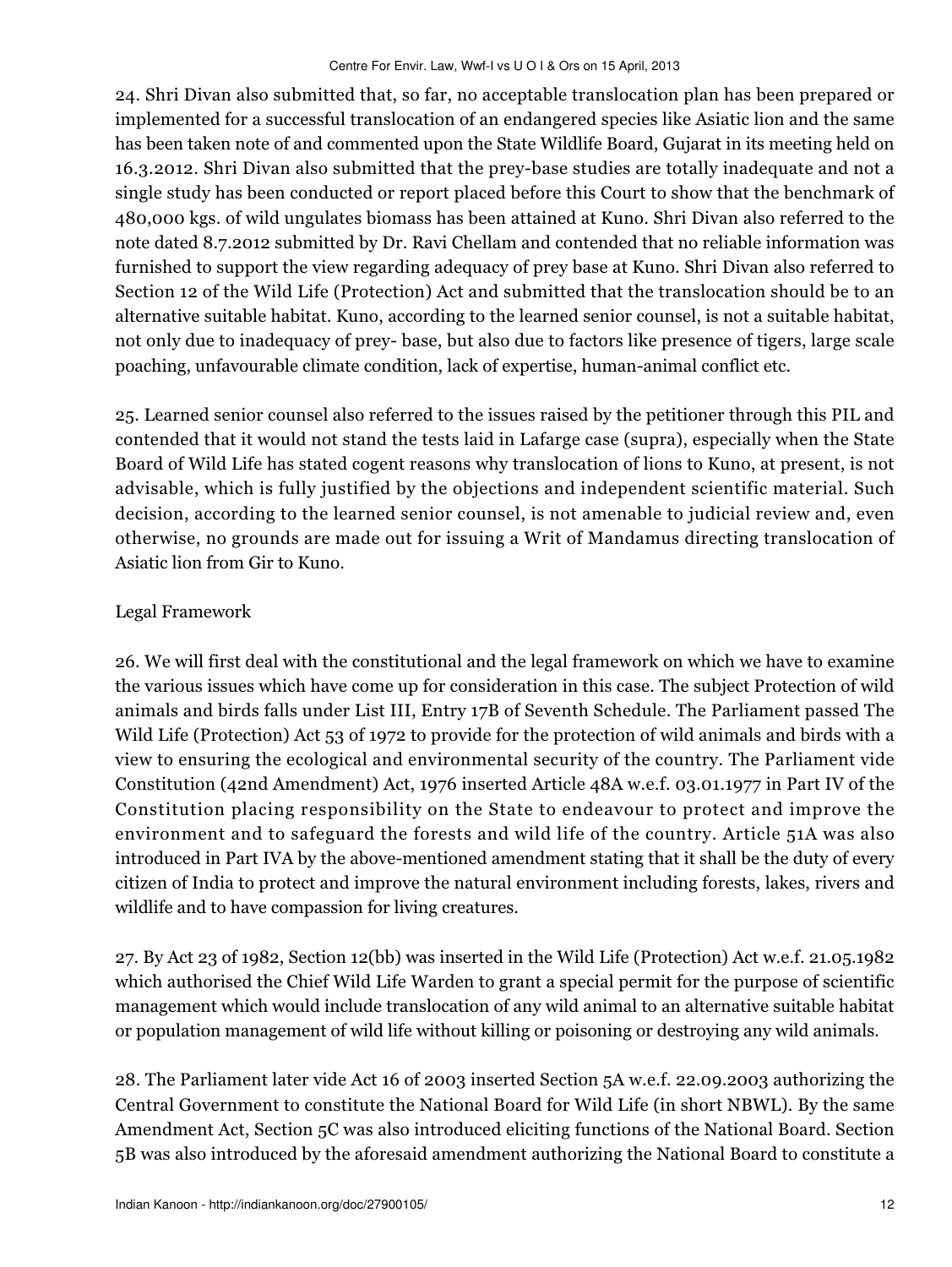24. Shri Divan also submitted that, so far, no acceptable translocation plan has been prepared or implemented for a successful translocation of an endangered species like Asiatic lion and the same has been taken note of and commented upon the State Wildlife Board, Gujarat in its meeting held on 16.3.2012. Shri Divan also submitted that the prey-base studies are totally inadequate and not a single study has been conducted or report placed before this Court to show that the benchmark of 480,000 kgs. of wild ungulates biomass has been attained at Kuno. Shri Divan also referred to the note dated 8.7.2012 submitted by Dr. Ravi Chellam and contended that no reliable information was furnished to support the view regarding adequacy of prey base at Kuno. Shri Divan also referred to Section 12 of the Wild Life (Protection) Act and submitted that the translocation should be to an alternative suitable habitat. Kuno, according to the learned senior counsel, is not a suitable habitat, not only due to inadequacy of prey- base, but also due to factors like presence of tigers, large scale poaching, unfavourable climate condition, lack of expertise, human-animal conflict etc.

25. Learned senior counsel also referred to the issues raised by the petitioner through this PIL and contended that it would not stand the tests laid in Lafarge case (supra), especially when the State Board of Wild Life has stated cogent reasons why translocation of lions to Kuno, at present, is not advisable, which is fully justified by the objections and independent scientific material. Such decision, according to the learned senior counsel, is not amenable to judicial review and, even otherwise, no grounds are made out for issuing a Writ of Mandamus directing translocation of Asiatic lion from Gir to Kuno.

Legal Framework

26. We will first deal with the constitutional and the legal framework on which we have to examine the various issues which have come up for consideration in this case. The subject Protection of wild animals and birds falls under List III, Entry 17B of Seventh Schedule. The Parliament passed The Wild Life (Protection) Act 53 of 1972 to provide for the protection of wild animals and birds with a view to ensuring the ecological and environmental security of the country. The Parliament vide Constitution (42nd Amendment) Act, 1976 inserted Article 48A w.e.f. 03.01.1977 in Part IV of the Constitution placing responsibility on the State to endeavour to protect and improve the environment and to safeguard the forests and wild life of the country. Article 51A was also introduced in Part IVA by the above-mentioned amendment stating that it shall be the duty of every citizen of India to protect and improve the natural environment including forests, lakes, rivers and wildlife and to have compassion for living creatures.

27. By Act 23 of 1982, Section 12(bb) was inserted in the Wild Life (Protection) Act w.e.f. 21.05.1982 which authorised the Chief Wild Life Warden to grant a special permit for the purpose of scientific management which would include translocation of any wild animal to an alternative suitable habitat or population management of wild life without killing or poisoning or destroying any wild animals.

28. The Parliament later vide Act 16 of 2003 inserted Section 5A w.e.f. 22.09.2003 authorizing the Central Government to constitute the National Board for Wild Life (in short NBWL). By the same Amendment Act, Section 5C was also introduced eliciting functions of the National Board. Section 5B was also introduced by the aforesaid amendment authorizing the National Board to constitute a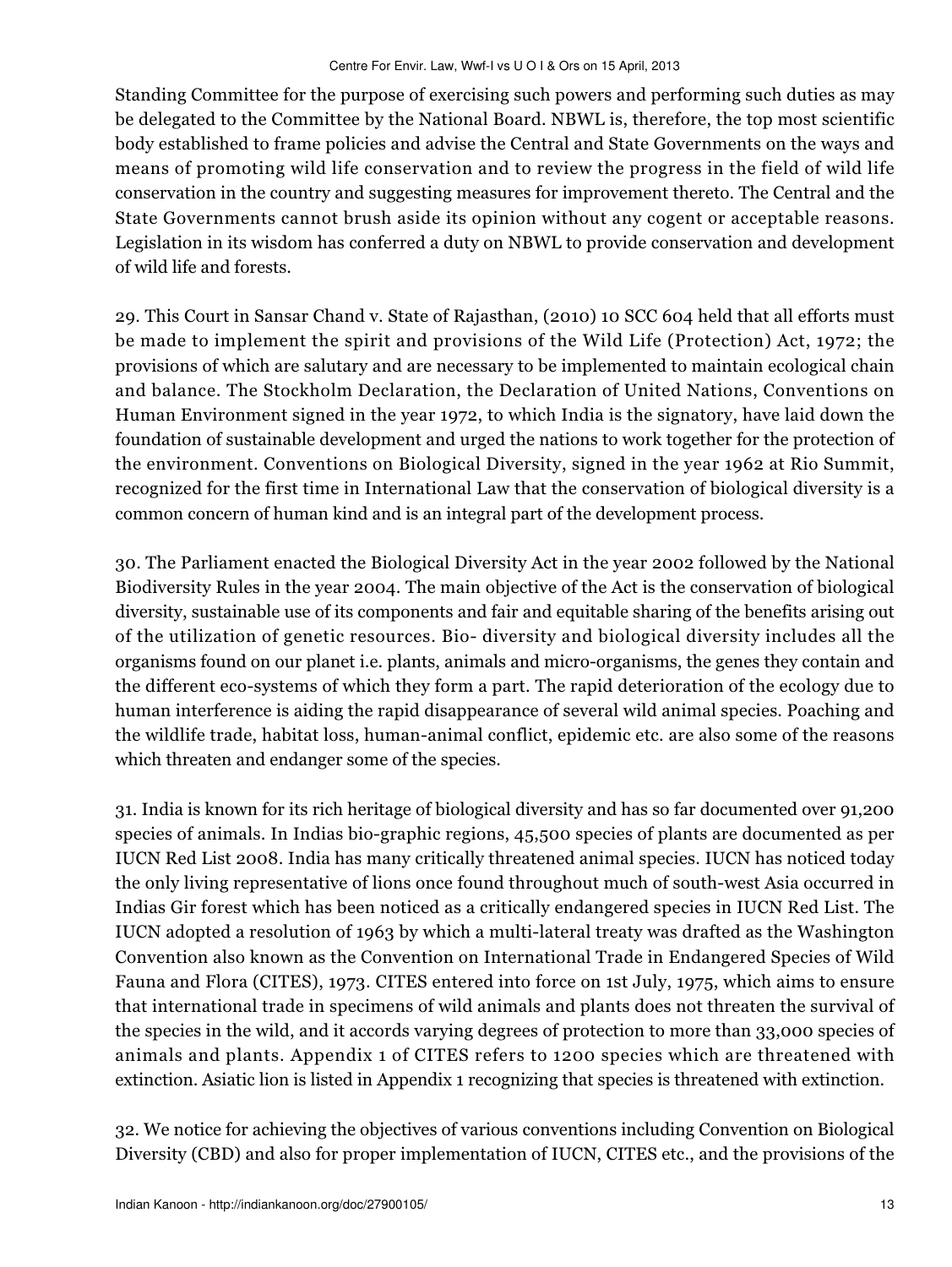Standing Committee for the purpose of exercising such powers and performing such duties as may be delegated to the Committee by the National Board. NBWL is, therefore, the top most scientific body established to frame policies and advise the Central and State Governments on the ways and means of promoting wild life conservation and to review the progress in the field of wild life conservation in the country and suggesting measures for improvement thereto. The Central and the State Governments cannot brush aside its opinion without any cogent or acceptable reasons. Legislation in its wisdom has conferred a duty on NBWL to provide conservation and development of wild life and forests.

29. This Court in Sansar Chand v. State of Rajasthan, (2010) 10 SCC 604 held that all efforts must be made to implement the spirit and provisions of the Wild Life (Protection) Act, 1972; the provisions of which are salutary and are necessary to be implemented to maintain ecological chain and balance. The Stockholm Declaration, the Declaration of United Nations, Conventions on Human Environment signed in the year 1972, to which India is the signatory, have laid down the foundation of sustainable development and urged the nations to work together for the protection of the environment. Conventions on Biological Diversity, signed in the year 1962 at Rio Summit, recognized for the first time in International Law that the conservation of biological diversity is a common concern of human kind and is an integral part of the development process.

30. The Parliament enacted the Biological Diversity Act in the year 2002 followed by the National Biodiversity Rules in the year 2004. The main objective of the Act is the conservation of biological diversity, sustainable use of its components and fair and equitable sharing of the benefits arising out of the utilization of genetic resources. Bio- diversity and biological diversity includes all the organisms found on our planet i.e. plants, animals and micro-organisms, the genes they contain and the different eco-systems of which they form a part. The rapid deterioration of the ecology due to human interference is aiding the rapid disappearance of several wild animal species. Poaching and the wildlife trade, habitat loss, human-animal conflict, epidemic etc. are also some of the reasons which threaten and endanger some of the species.

31. India is known for its rich heritage of biological diversity and has so far documented over 91,200 species of animals. In Indias bio-graphic regions, 45,500 species of plants are documented as per IUCN Red List 2008. India has many critically threatened animal species. IUCN has noticed today the only living representative of lions once found throughout much of south-west Asia occurred in Indias Gir forest which has been noticed as a critically endangered species in IUCN Red List. The IUCN adopted a resolution of 1963 by which a multi-lateral treaty was drafted as the Washington Convention also known as the Convention on International Trade in Endangered Species of Wild Fauna and Flora (CITES), 1973. CITES entered into force on 1st July, 1975, which aims to ensure that international trade in specimens of wild animals and plants does not threaten the survival of the species in the wild, and it accords varying degrees of protection to more than 33,000 species of animals and plants. Appendix 1 of CITES refers to 1200 species which are threatened with extinction. Asiatic lion is listed in Appendix 1 recognizing that species is threatened with extinction.

32. We notice for achieving the objectives of various conventions including Convention on Biological Diversity (CBD) and also for proper implementation of IUCN, CITES etc., and the provisions of the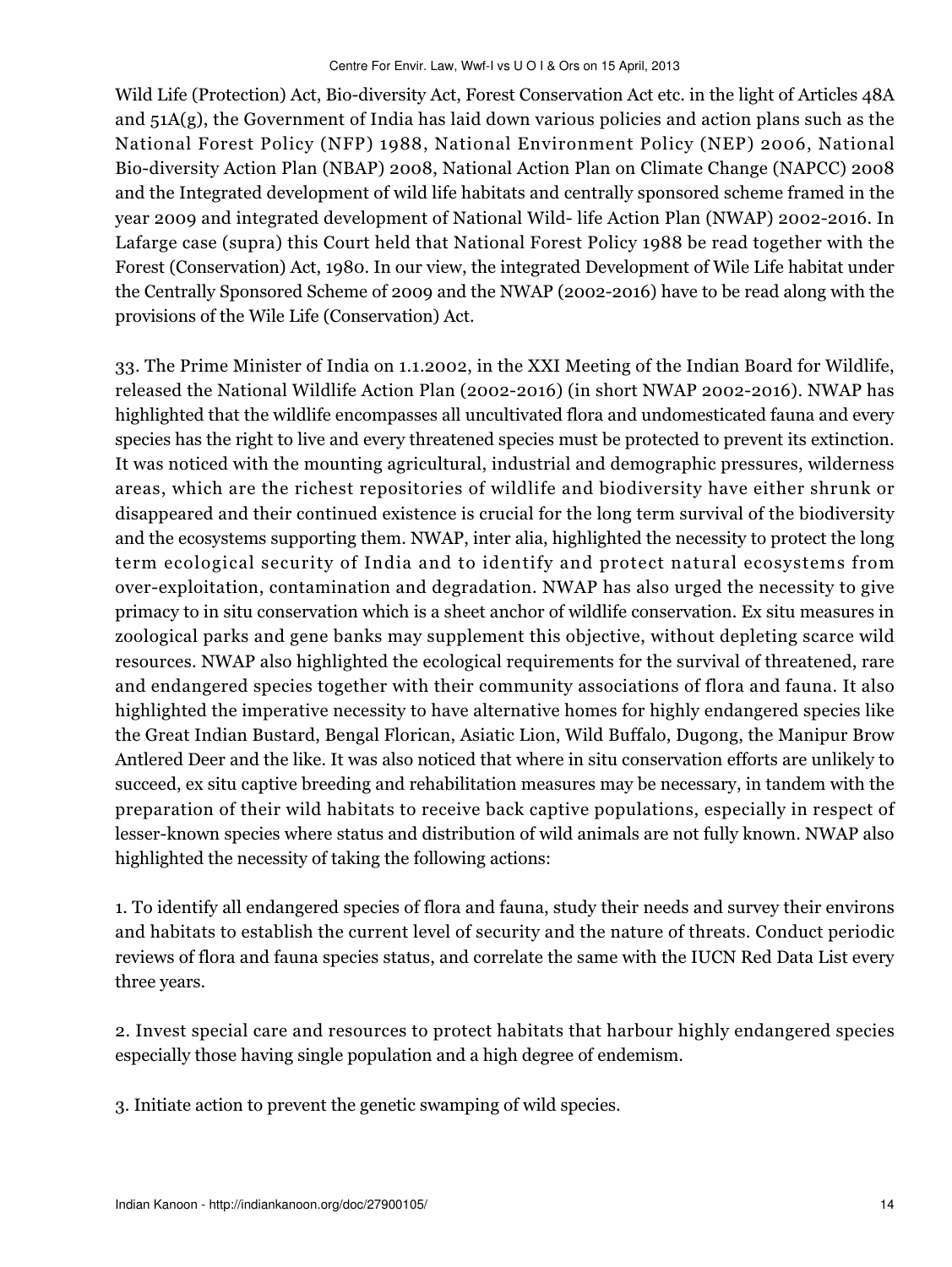Wild Life (Protection) Act, Bio-diversity Act, Forest Conservation Act etc. in the light of Articles 48A and 51A(g), the Government of India has laid down various policies and action plans such as the National Forest Policy (NFP) 1988, National Environment Policy (NEP) 2006, National Bio-diversity Action Plan (NBAP) 2008, National Action Plan on Climate Change (NAPCC) 2008 and the Integrated development of wild life habitats and centrally sponsored scheme framed in the year 2009 and integrated development of National Wild- life Action Plan (NWAP) 2002-2016. In Lafarge case (supra) this Court held that National Forest Policy 1988 be read together with the Forest (Conservation) Act, 1980. In our view, the integrated Development of Wile Life habitat under the Centrally Sponsored Scheme of 2009 and the NWAP (2002-2016) have to be read along with the provisions of the Wile Life (Conservation) Act.

33. The Prime Minister of India on 1.1.2002, in the XXI Meeting of the Indian Board for Wildlife, released the National Wildlife Action Plan (2002-2016) (in short NWAP 2002-2016). NWAP has highlighted that the wildlife encompasses all uncultivated flora and undomesticated fauna and every species has the right to live and every threatened species must be protected to prevent its extinction. It was noticed with the mounting agricultural, industrial and demographic pressures, wilderness areas, which are the richest repositories of wildlife and biodiversity have either shrunk or disappeared and their continued existence is crucial for the long term survival of the biodiversity and the ecosystems supporting them. NWAP, inter alia, highlighted the necessity to protect the long term ecological security of India and to identify and protect natural ecosystems from over-exploitation, contamination and degradation. NWAP has also urged the necessity to give primacy to in situ conservation which is a sheet anchor of wildlife conservation. Ex situ measures in zoological parks and gene banks may supplement this objective, without depleting scarce wild resources. NWAP also highlighted the ecological requirements for the survival of threatened, rare and endangered species together with their community associations of flora and fauna. It also highlighted the imperative necessity to have alternative homes for highly endangered species like the Great Indian Bustard, Bengal Florican, Asiatic Lion, Wild Buffalo, Dugong, the Manipur Brow Antlered Deer and the like. It was also noticed that where in situ conservation efforts are unlikely to succeed, ex situ captive breeding and rehabilitation measures may be necessary, in tandem with the preparation of their wild habitats to receive back captive populations, especially in respect of lesser-known species where status and distribution of wild animals are not fully known. NWAP also highlighted the necessity of taking the following actions:

1. To identify all endangered species of flora and fauna, study their needs and survey their environs and habitats to establish the current level of security and the nature of threats. Conduct periodic reviews of flora and fauna species status, and correlate the same with the IUCN Red Data List every three years.

2. Invest special care and resources to protect habitats that harbour highly endangered species especially those having single population and a high degree of endemism.

3. Initiate action to prevent the genetic swamping of wild species.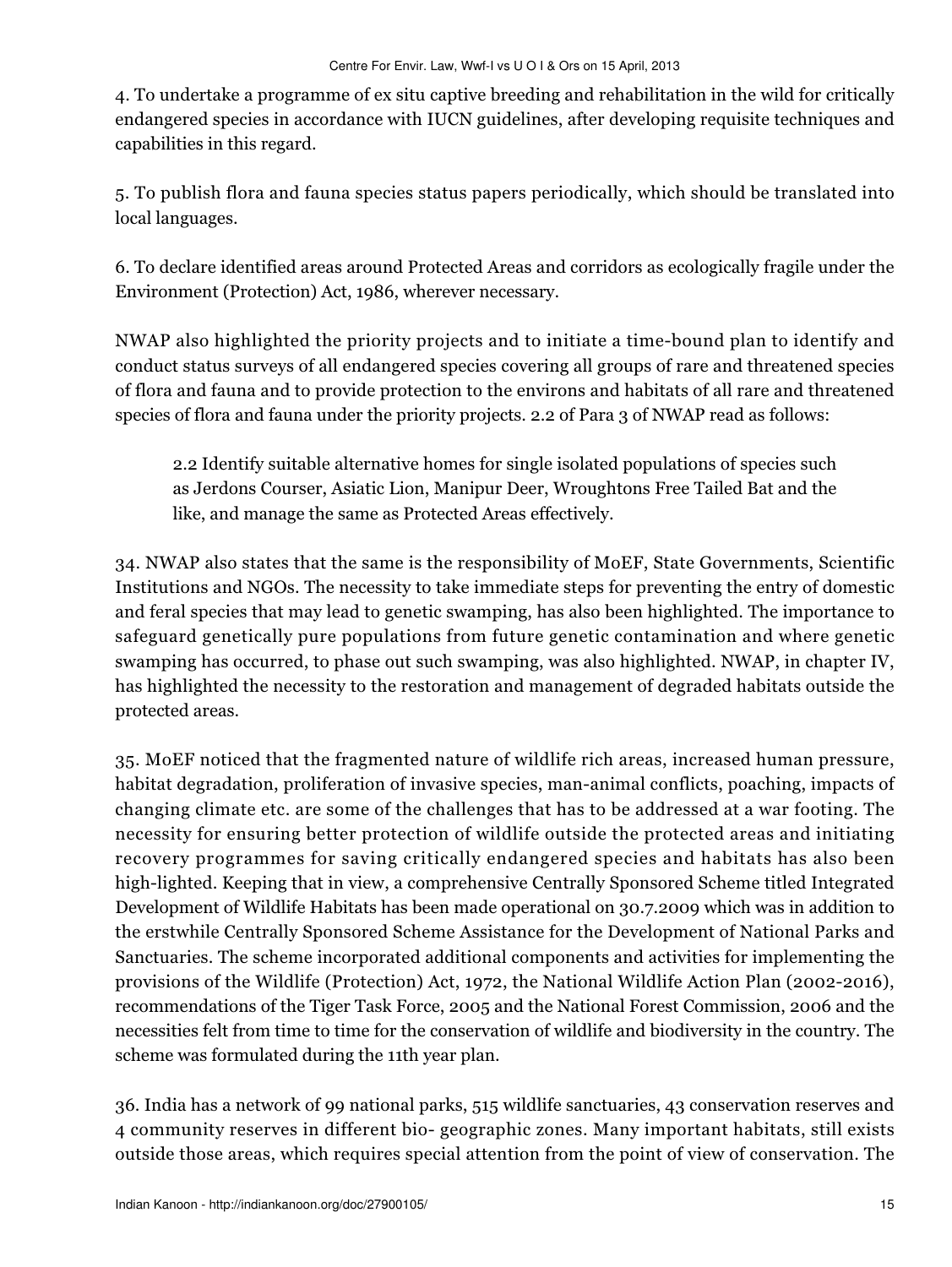4. To undertake a programme of ex situ captive breeding and rehabilitation in the wild for critically endangered species in accordance with IUCN guidelines, after developing requisite techniques and capabilities in this regard.

5. To publish flora and fauna species status papers periodically, which should be translated into local languages.

6. To declare identified areas around Protected Areas and corridors as ecologically fragile under the Environment (Protection) Act, 1986, wherever necessary.

NWAP also highlighted the priority projects and to initiate a time-bound plan to identify and conduct status surveys of all endangered species covering all groups of rare and threatened species of flora and fauna and to provide protection to the environs and habitats of all rare and threatened species of flora and fauna under the priority projects. 2.2 of Para 3 of NWAP read as follows:

> 2.2 Identify suitable alternative homes for single isolated populations of species such as Jerdons Courser, Asiatic Lion, Manipur Deer, Wroughtons Free Tailed Bat and the like, and manage the same as Protected Areas effectively.

34. NWAP also states that the same is the responsibility of MoEF, State Governments, Scientific Institutions and NGOs. The necessity to take immediate steps for preventing the entry of domestic and feral species that may lead to genetic swamping, has also been highlighted. The importance to safeguard genetically pure populations from future genetic contamination and where genetic swamping has occurred, to phase out such swamping, was also highlighted. NWAP, in chapter IV, has highlighted the necessity to the restoration and management of degraded habitats outside the protected areas.

35. MoEF noticed that the fragmented nature of wildlife rich areas, increased human pressure, habitat degradation, proliferation of invasive species, man-animal conflicts, poaching, impacts of changing climate etc. are some of the challenges that has to be addressed at a war footing. The necessity for ensuring better protection of wildlife outside the protected areas and initiating recovery programmes for saving critically endangered species and habitats has also been high-lighted. Keeping that in view, a comprehensive Centrally Sponsored Scheme titled Integrated Development of Wildlife Habitats has been made operational on 30.7.2009 which was in addition to the erstwhile Centrally Sponsored Scheme Assistance for the Development of National Parks and Sanctuaries. The scheme incorporated additional components and activities for implementing the provisions of the Wildlife (Protection) Act, 1972, the National Wildlife Action Plan (2002-2016), recommendations of the Tiger Task Force, 2005 and the National Forest Commission, 2006 and the necessities felt from time to time for the conservation of wildlife and biodiversity in the country. The scheme was formulated during the 11th year plan.

36. India has a network of 99 national parks, 515 wildlife sanctuaries, 43 conservation reserves and 4 community reserves in different bio- geographic zones. Many important habitats, still exists outside those areas, which requires special attention from the point of view of conservation. The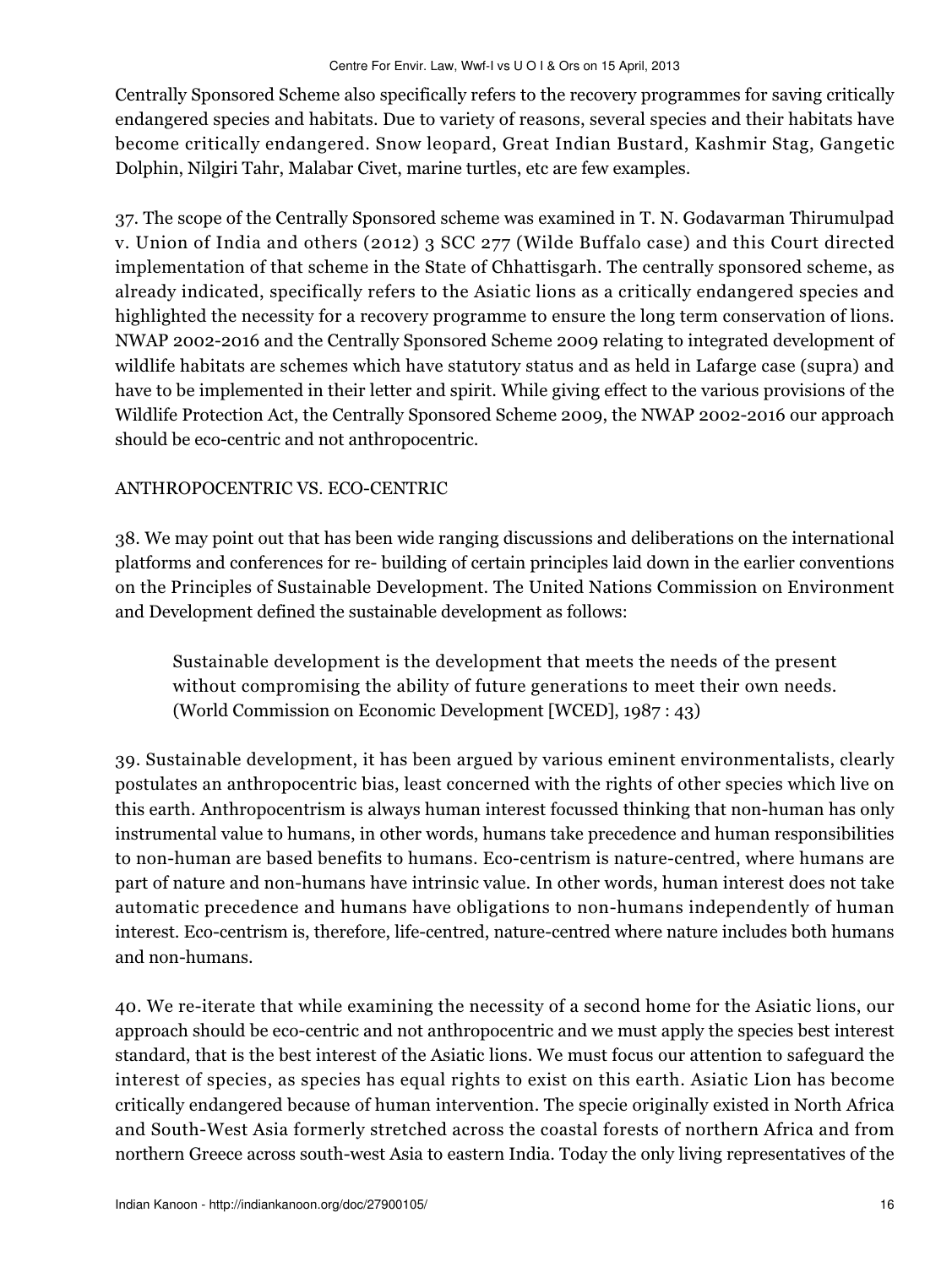Centrally Sponsored Scheme also specifically refers to the recovery programmes for saving critically endangered species and habitats. Due to variety of reasons, several species and their habitats have become critically endangered. Snow leopard, Great Indian Bustard, Kashmir Stag, Gangetic Dolphin, Nilgiri Tahr, Malabar Civet, marine turtles, etc are few examples.

37. The scope of the Centrally Sponsored scheme was examined in T. N. Godavarman Thirumulpad v. Union of India and others (2012) 3 SCC 277 (Wilde Buffalo case) and this Court directed implementation of that scheme in the State of Chhattisgarh. The centrally sponsored scheme, as already indicated, specifically refers to the Asiatic lions as a critically endangered species and highlighted the necessity for a recovery programme to ensure the long term conservation of lions. NWAP 2002-2016 and the Centrally Sponsored Scheme 2009 relating to integrated development of wildlife habitats are schemes which have statutory status and as held in Lafarge case (supra) and have to be implemented in their letter and spirit. While giving effect to the various provisions of the Wildlife Protection Act, the Centrally Sponsored Scheme 2009, the NWAP 2002-2016 our approach should be eco-centric and not anthropocentric.

ANTHROPOCENTRIC VS. ECO-CENTRIC

38. We may point out that has been wide ranging discussions and deliberations on the international platforms and conferences for re- building of certain principles laid down in the earlier conventions on the Principles of Sustainable Development. The United Nations Commission on Environment and Development defined the sustainable development as follows:

> Sustainable development is the development that meets the needs of the present without compromising the ability of future generations to meet their own needs. (World Commission on Economic Development [WCED], 1987 : 43)

39. Sustainable development, it has been argued by various eminent environmentalists, clearly postulates an anthropocentric bias, least concerned with the rights of other species which live on this earth. Anthropocentrism is always human interest focussed thinking that non-human has only instrumental value to humans, in other words, humans take precedence and human responsibilities to non-human are based benefits to humans. Eco-centrism is nature-centred, where humans are part of nature and non-humans have intrinsic value. In other words, human interest does not take automatic precedence and humans have obligations to non-humans independently of human interest. Eco-centrism is, therefore, life-centred, nature-centred where nature includes both humans and non-humans.

40. We re-iterate that while examining the necessity of a second home for the Asiatic lions, our approach should be eco-centric and not anthropocentric and we must apply the species best interest standard, that is the best interest of the Asiatic lions. We must focus our attention to safeguard the interest of species, as species has equal rights to exist on this earth. Asiatic Lion has become critically endangered because of human intervention. The specie originally existed in North Africa and South-West Asia formerly stretched across the coastal forests of northern Africa and from northern Greece across south-west Asia to eastern India. Today the only living representatives of the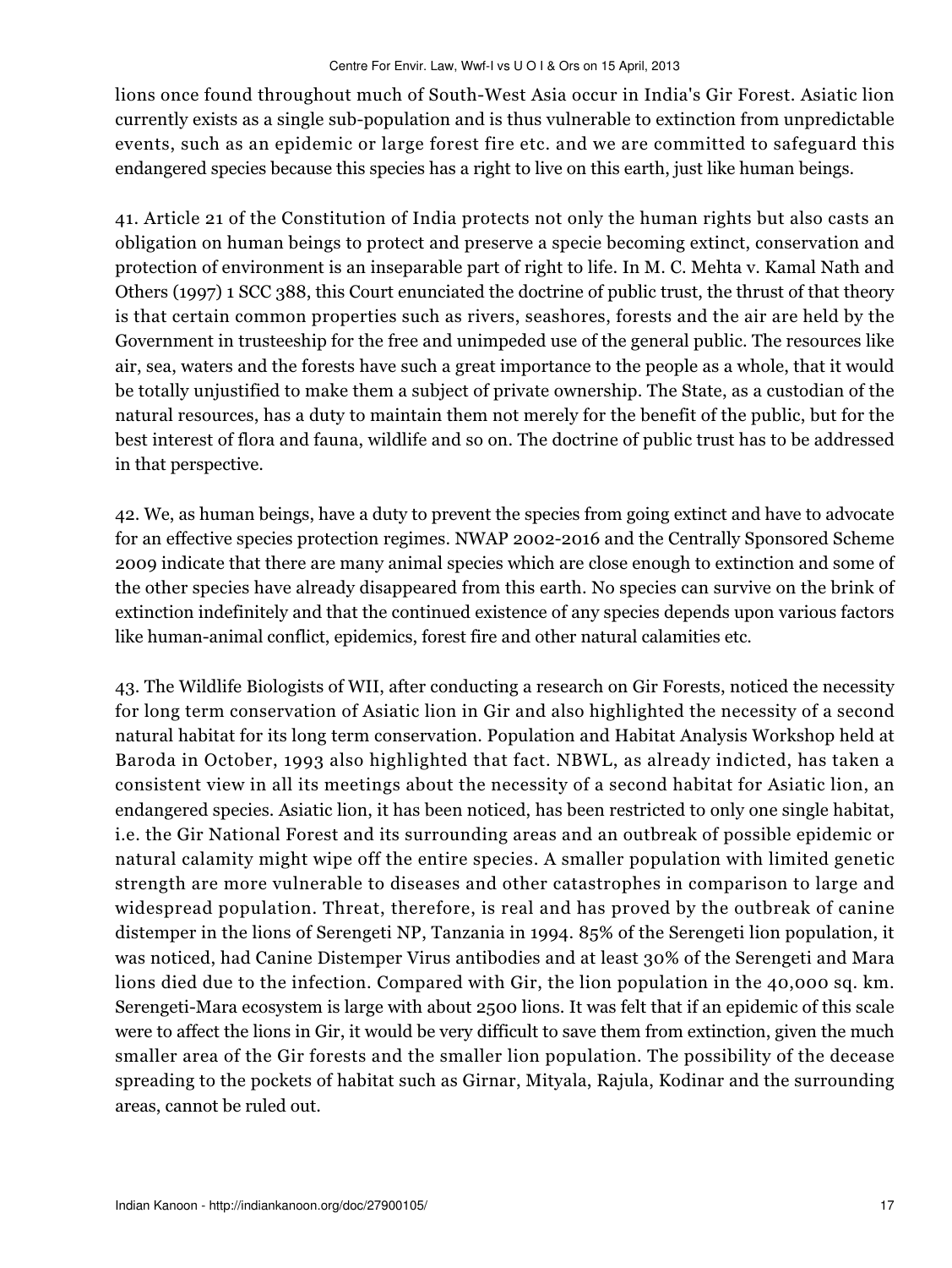lions once found throughout much of South-West Asia occur in India's Gir Forest. Asiatic lion currently exists as a single sub-population and is thus vulnerable to extinction from unpredictable events, such as an epidemic or large forest fire etc. and we are committed to safeguard this endangered species because this species has a right to live on this earth, just like human beings.

41. Article 21 of the Constitution of India protects not only the human rights but also casts an obligation on human beings to protect and preserve a specie becoming extinct, conservation and protection of environment is an inseparable part of right to life. In M. C. Mehta v. Kamal Nath and Others (1997) 1 SCC 388, this Court enunciated the doctrine of public trust, the thrust of that theory is that certain common properties such as rivers, seashores, forests and the air are held by the Government in trusteeship for the free and unimpeded use of the general public. The resources like air, sea, waters and the forests have such a great importance to the people as a whole, that it would be totally unjustified to make them a subject of private ownership. The State, as a custodian of the natural resources, has a duty to maintain them not merely for the benefit of the public, but for the best interest of flora and fauna, wildlife and so on. The doctrine of public trust has to be addressed in that perspective.

42. We, as human beings, have a duty to prevent the species from going extinct and have to advocate for an effective species protection regimes. NWAP 2002-2016 and the Centrally Sponsored Scheme 2009 indicate that there are many animal species which are close enough to extinction and some of the other species have already disappeared from this earth. No species can survive on the brink of extinction indefinitely and that the continued existence of any species depends upon various factors like human-animal conflict, epidemics, forest fire and other natural calamities etc.

43. The Wildlife Biologists of WII, after conducting a research on Gir Forests, noticed the necessity for long term conservation of Asiatic lion in Gir and also highlighted the necessity of a second natural habitat for its long term conservation. Population and Habitat Analysis Workshop held at Baroda in October, 1993 also highlighted that fact. NBWL, as already indicted, has taken a consistent view in all its meetings about the necessity of a second habitat for Asiatic lion, an endangered species. Asiatic lion, it has been noticed, has been restricted to only one single habitat, i.e. the Gir National Forest and its surrounding areas and an outbreak of possible epidemic or natural calamity might wipe off the entire species. A smaller population with limited genetic strength are more vulnerable to diseases and other catastrophes in comparison to large and widespread population. Threat, therefore, is real and has proved by the outbreak of canine distemper in the lions of Serengeti NP, Tanzania in 1994. 85% of the Serengeti lion population, it was noticed, had Canine Distemper Virus antibodies and at least 30% of the Serengeti and Mara lions died due to the infection. Compared with Gir, the lion population in the 40,000 sq. km. Serengeti-Mara ecosystem is large with about 2500 lions. It was felt that if an epidemic of this scale were to affect the lions in Gir, it would be very difficult to save them from extinction, given the much smaller area of the Gir forests and the smaller lion population. The possibility of the decease spreading to the pockets of habitat such as Girnar, Mityala, Rajula, Kodinar and the surrounding areas, cannot be ruled out.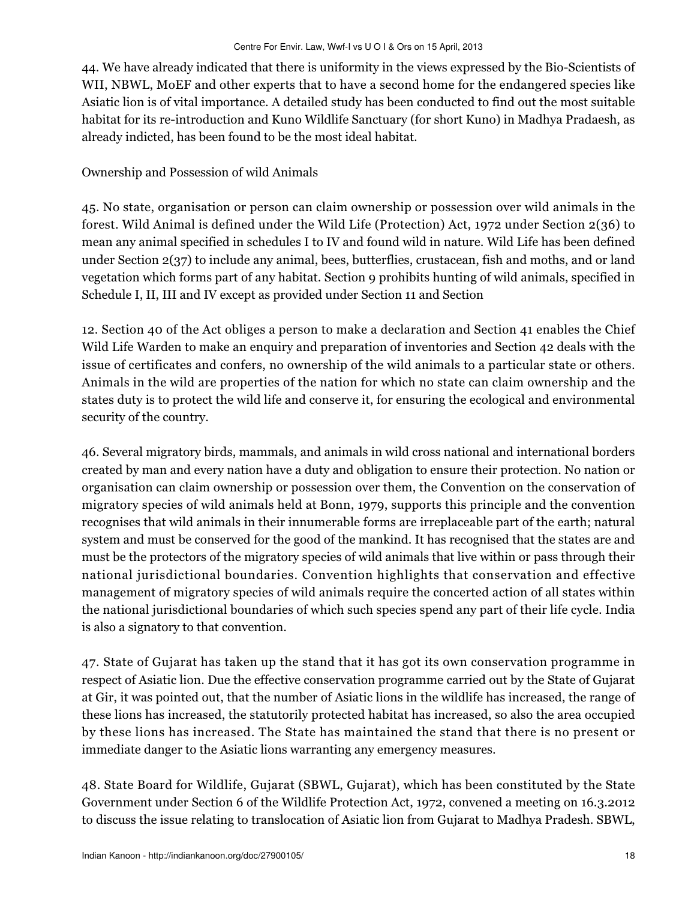44. We have already indicated that there is uniformity in the views expressed by the Bio-Scientists of WII, NBWL, MoEF and other experts that to have a second home for the endangered species like Asiatic lion is of vital importance. A detailed study has been conducted to find out the most suitable habitat for its re-introduction and Kuno Wildlife Sanctuary (for short Kuno) in Madhya Pradaesh, as already indicted, has been found to be the most ideal habitat.

Ownership and Possession of wild Animals

45. No state, organisation or person can claim ownership or possession over wild animals in the forest. Wild Animal is defined under the Wild Life (Protection) Act, 1972 under Section 2(36) to mean any animal specified in schedules I to IV and found wild in nature. Wild Life has been defined under Section 2(37) to include any animal, bees, butterflies, crustacean, fish and moths, and or land vegetation which forms part of any habitat. Section 9 prohibits hunting of wild animals, specified in Schedule I, II, III and IV except as provided under Section 11 and Section

12. Section 40 of the Act obliges a person to make a declaration and Section 41 enables the Chief Wild Life Warden to make an enquiry and preparation of inventories and Section 42 deals with the issue of certificates and confers, no ownership of the wild animals to a particular state or others. Animals in the wild are properties of the nation for which no state can claim ownership and the states duty is to protect the wild life and conserve it, for ensuring the ecological and environmental security of the country.

46. Several migratory birds, mammals, and animals in wild cross national and international borders created by man and every nation have a duty and obligation to ensure their protection. No nation or organisation can claim ownership or possession over them, the Convention on the conservation of migratory species of wild animals held at Bonn, 1979, supports this principle and the convention recognises that wild animals in their innumerable forms are irreplaceable part of the earth; natural system and must be conserved for the good of the mankind. It has recognised that the states are and must be the protectors of the migratory species of wild animals that live within or pass through their national jurisdictional boundaries. Convention highlights that conservation and effective management of migratory species of wild animals require the concerted action of all states within the national jurisdictional boundaries of which such species spend any part of their life cycle. India is also a signatory to that convention.

47. State of Gujarat has taken up the stand that it has got its own conservation programme in respect of Asiatic lion. Due the effective conservation programme carried out by the State of Gujarat at Gir, it was pointed out, that the number of Asiatic lions in the wildlife has increased, the range of these lions has increased, the statutorily protected habitat has increased, so also the area occupied by these lions has increased. The State has maintained the stand that there is no present or immediate danger to the Asiatic lions warranting any emergency measures.

48. State Board for Wildlife, Gujarat (SBWL, Gujarat), which has been constituted by the State Government under Section 6 of the Wildlife Protection Act, 1972, convened a meeting on 16.3.2012 to discuss the issue relating to translocation of Asiatic lion from Gujarat to Madhya Pradesh. SBWL,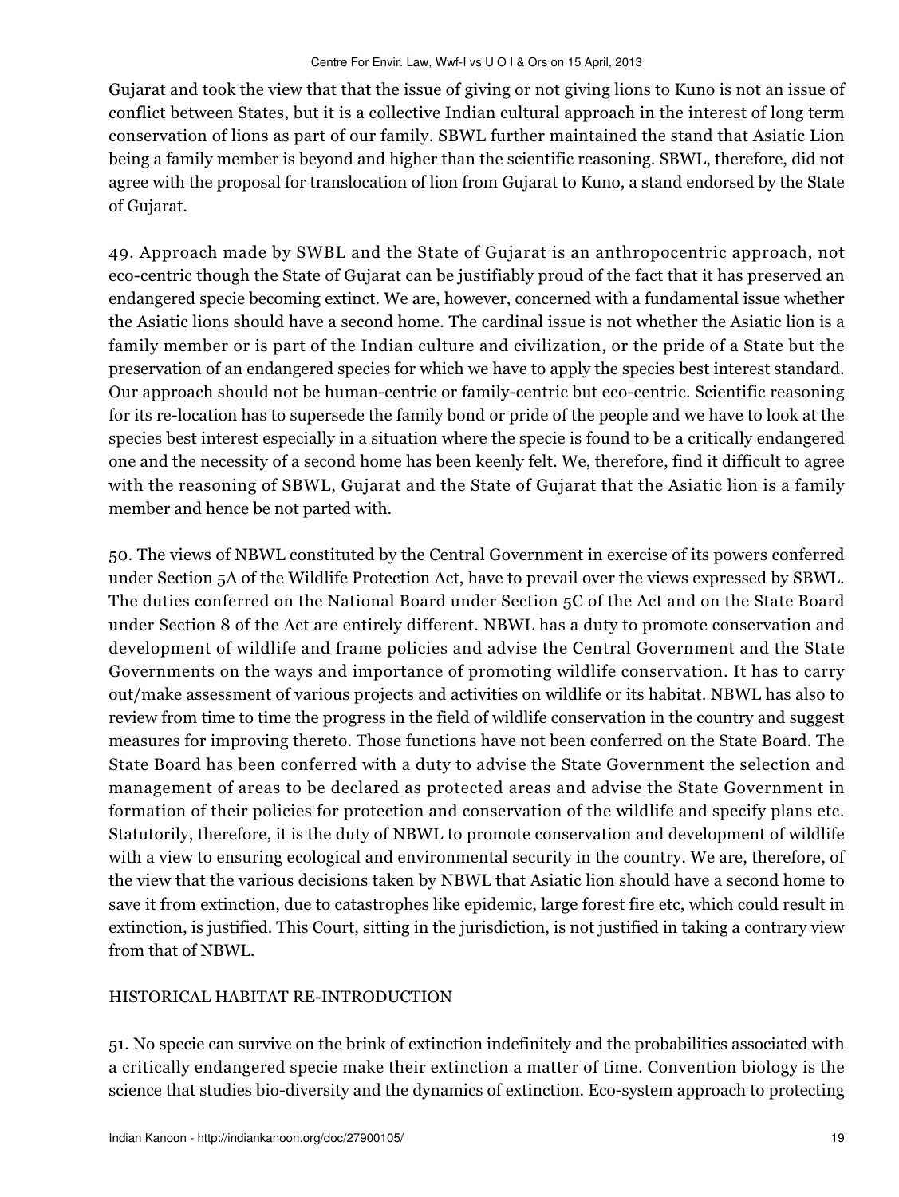Gujarat and took the view that that the issue of giving or not giving lions to Kuno is not an issue of conflict between States, but it is a collective Indian cultural approach in the interest of long term conservation of lions as part of our family. SBWL further maintained the stand that Asiatic Lion being a family member is beyond and higher than the scientific reasoning. SBWL, therefore, did not agree with the proposal for translocation of lion from Gujarat to Kuno, a stand endorsed by the State of Gujarat.

49. Approach made by SWBL and the State of Gujarat is an anthropocentric approach, not eco-centric though the State of Gujarat can be justifiably proud of the fact that it has preserved an endangered specie becoming extinct. We are, however, concerned with a fundamental issue whether the Asiatic lions should have a second home. The cardinal issue is not whether the Asiatic lion is a family member or is part of the Indian culture and civilization, or the pride of a State but the preservation of an endangered species for which we have to apply the species best interest standard. Our approach should not be human-centric or family-centric but eco-centric. Scientific reasoning for its re-location has to supersede the family bond or pride of the people and we have to look at the species best interest especially in a situation where the specie is found to be a critically endangered one and the necessity of a second home has been keenly felt. We, therefore, find it difficult to agree with the reasoning of SBWL, Gujarat and the State of Gujarat that the Asiatic lion is a family member and hence be not parted with.

50. The views of NBWL constituted by the Central Government in exercise of its powers conferred under Section 5A of the Wildlife Protection Act, have to prevail over the views expressed by SBWL. The duties conferred on the National Board under Section 5C of the Act and on the State Board under Section 8 of the Act are entirely different. NBWL has a duty to promote conservation and development of wildlife and frame policies and advise the Central Government and the State Governments on the ways and importance of promoting wildlife conservation. It has to carry out/make assessment of various projects and activities on wildlife or its habitat. NBWL has also to review from time to time the progress in the field of wildlife conservation in the country and suggest measures for improving thereto. Those functions have not been conferred on the State Board. The State Board has been conferred with a duty to advise the State Government the selection and management of areas to be declared as protected areas and advise the State Government in formation of their policies for protection and conservation of the wildlife and specify plans etc. Statutorily, therefore, it is the duty of NBWL to promote conservation and development of wildlife with a view to ensuring ecological and environmental security in the country. We are, therefore, of the view that the various decisions taken by NBWL that Asiatic lion should have a second home to save it from extinction, due to catastrophes like epidemic, large forest fire etc, which could result in extinction, is justified. This Court, sitting in the jurisdiction, is not justified in taking a contrary view from that of NBWL.

HISTORICAL HABITAT RE-INTRODUCTION

51. No specie can survive on the brink of extinction indefinitely and the probabilities associated with a critically endangered specie make their extinction a matter of time. Convention biology is the science that studies bio-diversity and the dynamics of extinction. Eco-system approach to protecting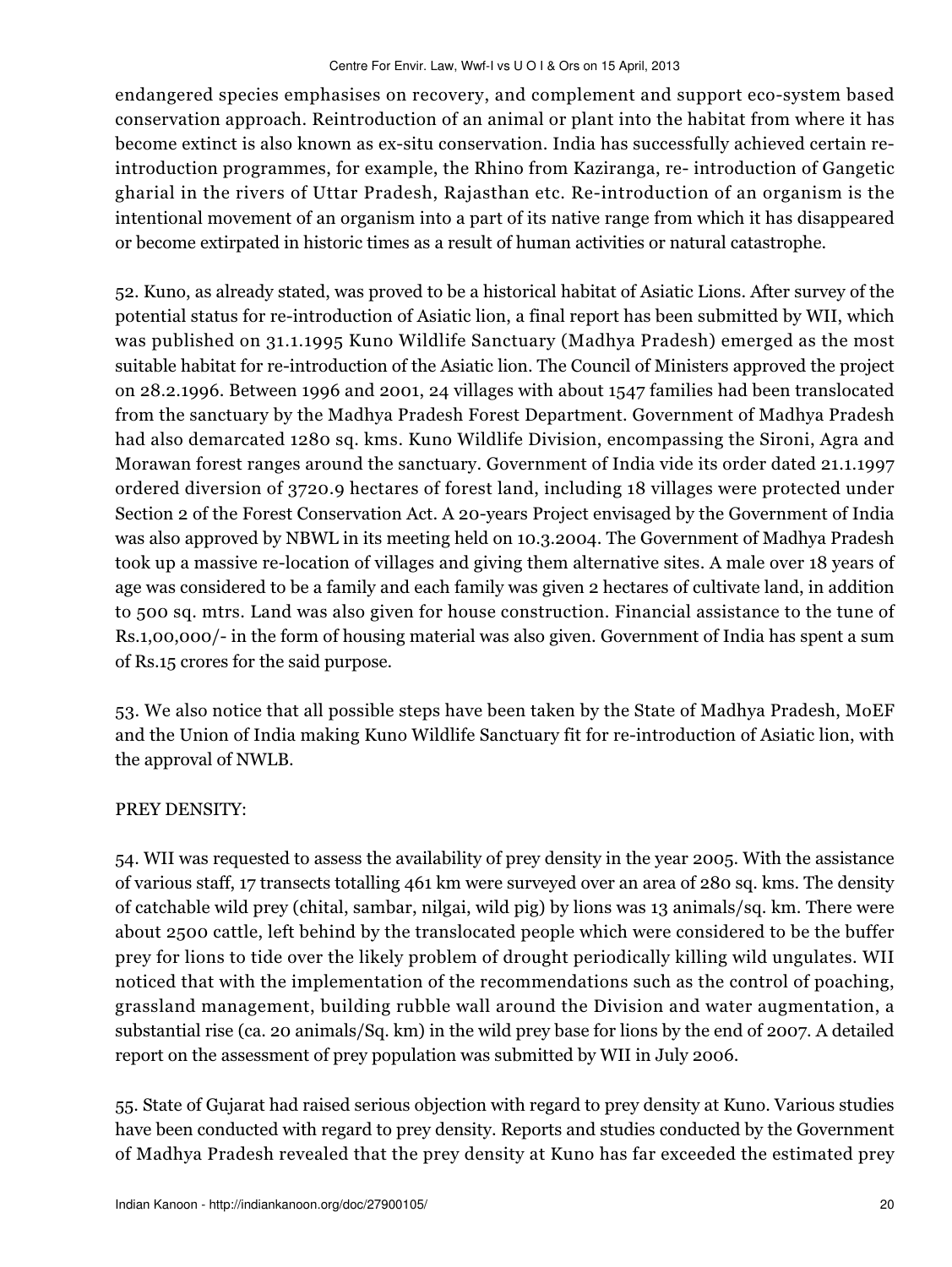endangered species emphasises on recovery, and complement and support eco-system based conservation approach. Reintroduction of an animal or plant into the habitat from where it has become extinct is also known as ex-situ conservation. India has successfully achieved certain re-introduction programmes, for example, the Rhino from Kaziranga, re- introduction of Gangetic gharial in the rivers of Uttar Pradesh, Rajasthan etc. Re-introduction of an organism is the intentional movement of an organism into a part of its native range from which it has disappeared or become extirpated in historic times as a result of human activities or natural catastrophe.

52. Kuno, as already stated, was proved to be a historical habitat of Asiatic Lions. After survey of the potential status for re-introduction of Asiatic lion, a final report has been submitted by WII, which was published on 31.1.1995 Kuno Wildlife Sanctuary (Madhya Pradesh) emerged as the most suitable habitat for re-introduction of the Asiatic lion. The Council of Ministers approved the project on 28.2.1996. Between 1996 and 2001, 24 villages with about 1547 families had been translocated from the sanctuary by the Madhya Pradesh Forest Department. Government of Madhya Pradesh had also demarcated 1280 sq. kms. Kuno Wildlife Division, encompassing the Sironi, Agra and Morawan forest ranges around the sanctuary. Government of India vide its order dated 21.1.1997 ordered diversion of 3720.9 hectares of forest land, including 18 villages were protected under Section 2 of the Forest Conservation Act. A 20-years Project envisaged by the Government of India was also approved by NBWL in its meeting held on 10.3.2004. The Government of Madhya Pradesh took up a massive re-location of villages and giving them alternative sites. A male over 18 years of age was considered to be a family and each family was given 2 hectares of cultivate land, in addition to 500 sq. mtrs. Land was also given for house construction. Financial assistance to the tune of Rs.1,00,000/- in the form of housing material was also given. Government of India has spent a sum of Rs.15 crores for the said purpose.

53. We also notice that all possible steps have been taken by the State of Madhya Pradesh, MoEF and the Union of India making Kuno Wildlife Sanctuary fit for re-introduction of Asiatic lion, with the approval of NWLB.

PREY DENSITY:

54. WII was requested to assess the availability of prey density in the year 2005. With the assistance of various staff, 17 transects totalling 461 km were surveyed over an area of 280 sq. kms. The density of catchable wild prey (chital, sambar, nilgai, wild pig) by lions was 13 animals/sq. km. There were about 2500 cattle, left behind by the translocated people which were considered to be the buffer prey for lions to tide over the likely problem of drought periodically killing wild ungulates. WII noticed that with the implementation of the recommendations such as the control of poaching, grassland management, building rubble wall around the Division and water augmentation, a substantial rise (ca. 20 animals/Sq. km) in the wild prey base for lions by the end of 2007. A detailed report on the assessment of prey population was submitted by WII in July 2006.

55. State of Gujarat had raised serious objection with regard to prey density at Kuno. Various studies have been conducted with regard to prey density. Reports and studies conducted by the Government of Madhya Pradesh revealed that the prey density at Kuno has far exceeded the estimated prey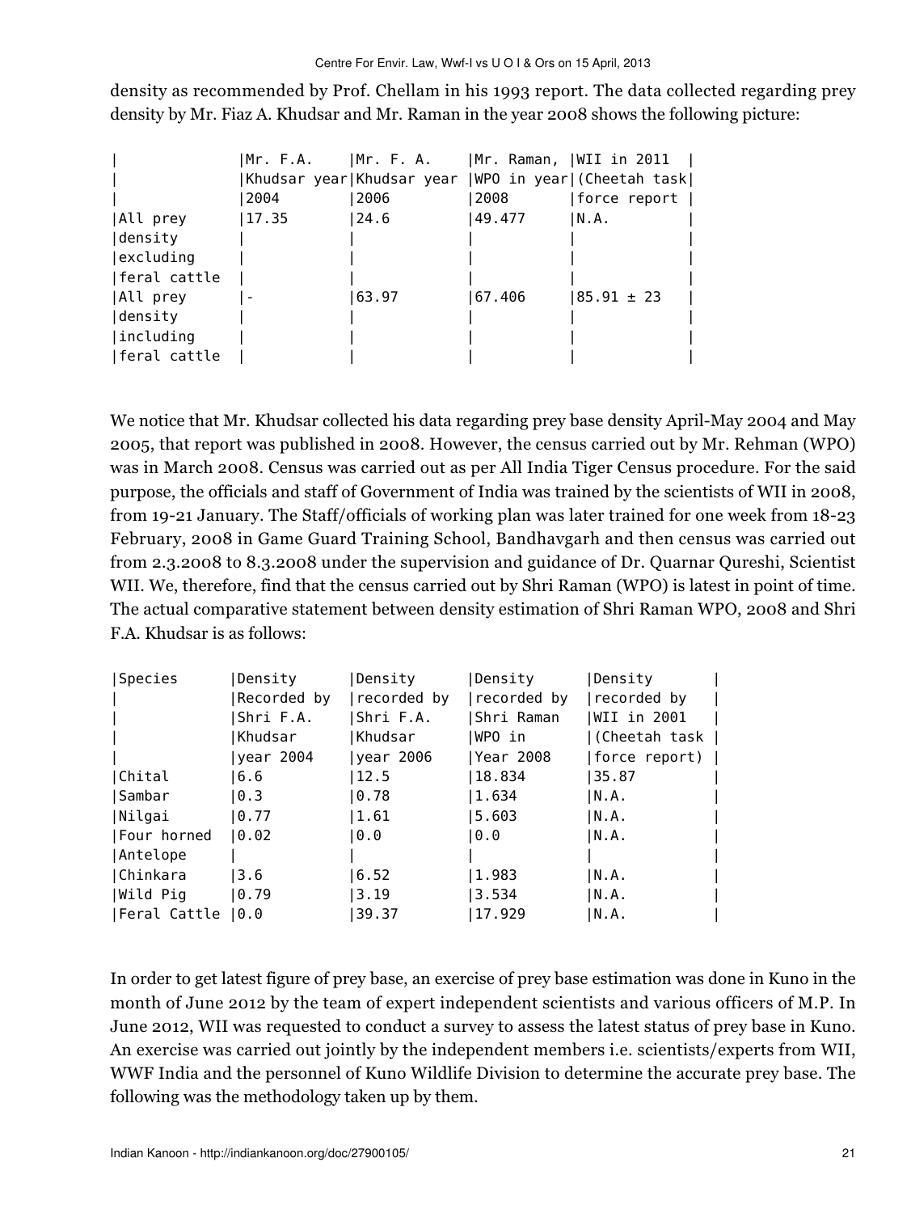density as recommended by Prof. Chellam in his 1993 report. The data collected regarding prey density by Mr. Fiaz A. Khudsar and Mr. Raman in the year 2008 shows the following picture:

| | Mr. F.A. Khudsar year 2004 | Mr. F. A. Khudsar year 2006 | Mr. Raman, WPO in year 2008 | WII in 2011 (Cheetah task force report |
|---|---|---|---|---|
| All prey density excluding feral cattle | 17.35 | 24.6 | 49.477 | N.A. |
| All prey density including feral cattle | - | 63.97 | 67.406 | 85.91 ± 23 |

We notice that Mr. Khudsar collected his data regarding prey base density April-May 2004 and May 2005, that report was published in 2008. However, the census carried out by Mr. Rehman (WPO) was in March 2008. Census was carried out as per All India Tiger Census procedure. For the said purpose, the officials and staff of Government of India was trained by the scientists of WII in 2008, from 19-21 January. The Staff/officials of working plan was later trained for one week from 18-23 February, 2008 in Game Guard Training School, Bandhavgarh and then census was carried out from 2.3.2008 to 8.3.2008 under the supervision and guidance of Dr. Quarnar Qureshi, Scientist WII. We, therefore, find that the census carried out by Shri Raman (WPO) is latest in point of time. The actual comparative statement between density estimation of Shri Raman WPO, 2008 and Shri F.A. Khudsar is as follows:

| Species | Density Recorded by Shri F.A. Khudsar year 2004 | Density recorded by Shri F.A. Khudsar year 2006 | Density recorded by Shri Raman WPO in Year 2008 | Density recorded by WII in 2001 (Cheetah task force report) |
|---|---|---|---|---|
| Chital | 6.6 | 12.5 | 18.834 | 35.87 |
| Sambar | 0.3 | 0.78 | 1.634 | N.A. |
| Nilgai | 0.77 | 1.61 | 5.603 | N.A. |
| Four horned Antelope | 0.02 | 0.0 | 0.0 | N.A. |
| Chinkara | 3.6 | 6.52 | 1.983 | N.A. |
| Wild Pig | 0.79 | 3.19 | 3.534 | N.A. |
| Feral Cattle | 0.0 | 39.37 | 17.929 | N.A. |

In order to get latest figure of prey base, an exercise of prey base estimation was done in Kuno in the month of June 2012 by the team of expert independent scientists and various officers of M.P. In June 2012, WII was requested to conduct a survey to assess the latest status of prey base in Kuno. An exercise was carried out jointly by the independent members i.e. scientists/experts from WII, WWF India and the personnel of Kuno Wildlife Division to determine the accurate prey base. The following was the methodology taken up by them.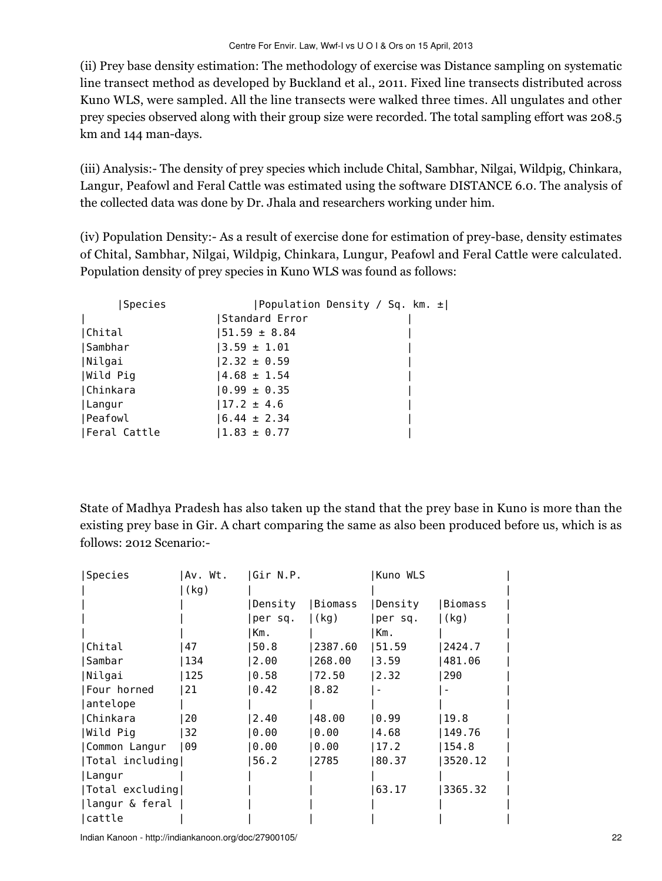(ii) Prey base density estimation: The methodology of exercise was Distance sampling on systematic line transect method as developed by Buckland et al., 2011. Fixed line transects distributed across Kuno WLS, were sampled. All the line transects were walked three times. All ungulates and other prey species observed along with their group size were recorded. The total sampling effort was 208.5 km and 144 man-days.

(iii) Analysis:- The density of prey species which include Chital, Sambhar, Nilgai, Wildpig, Chinkara, Langur, Peafowl and Feral Cattle was estimated using the software DISTANCE 6.0. The analysis of the collected data was done by Dr. Jhala and researchers working under him.

(iv) Population Density:- As a result of exercise done for estimation of prey-base, density estimates of Chital, Sambhar, Nilgai, Wildpig, Chinkara, Lungur, Peafowl and Feral Cattle were calculated. Population density of prey species in Kuno WLS was found as follows:

| Species | Population Density / Sq. km. ± Standard Error |
|---|---|
| Chital | 51.59 ± 8.84 |
| Sambhar | 3.59 ± 1.01 |
| Nilgai | 2.32 ± 0.59 |
| Wild Pig | 4.68 ± 1.54 |
| Chinkara | 0.99 ± 0.35 |
| Langur | 17.2 ± 4.6 |
| Peafowl | 6.44 ± 2.34 |
| Feral Cattle | 1.83 ± 0.77 |

State of Madhya Pradesh has also taken up the stand that the prey base in Kuno is more than the existing prey base in Gir. A chart comparing the same as also been produced before us, which is as follows: 2012 Scenario:-

| Species | Av. Wt. (kg) | Gir N.P. | | Kuno WLS | |
|---|---|---|---|---|---|
| | | Density per sq. Km. | Biomass (kg) | Density per sq. Km. | Biomass (kg) |
| Chital | 47 | 50.8 | 2387.60 | 51.59 | 2424.7 |
| Sambar | 134 | 2.00 | 268.00 | 3.59 | 481.06 |
| Nilgai | 125 | 0.58 | 72.50 | 2.32 | 290 |
| Four horned antelope | 21 | 0.42 | 8.82 | - | - |
| Chinkara | 20 | 2.40 | 48.00 | 0.99 | 19.8 |
| Wild Pig | 32 | 0.00 | 0.00 | 4.68 | 149.76 |
| Common Langur | 09 | 0.00 | 0.00 | 17.2 | 154.8 |
| Total including Langur | | 56.2 | 2785 | 80.37 | 3520.12 |
| Total excluding langur & feral cattle | | | | 63.17 | 3365.32 |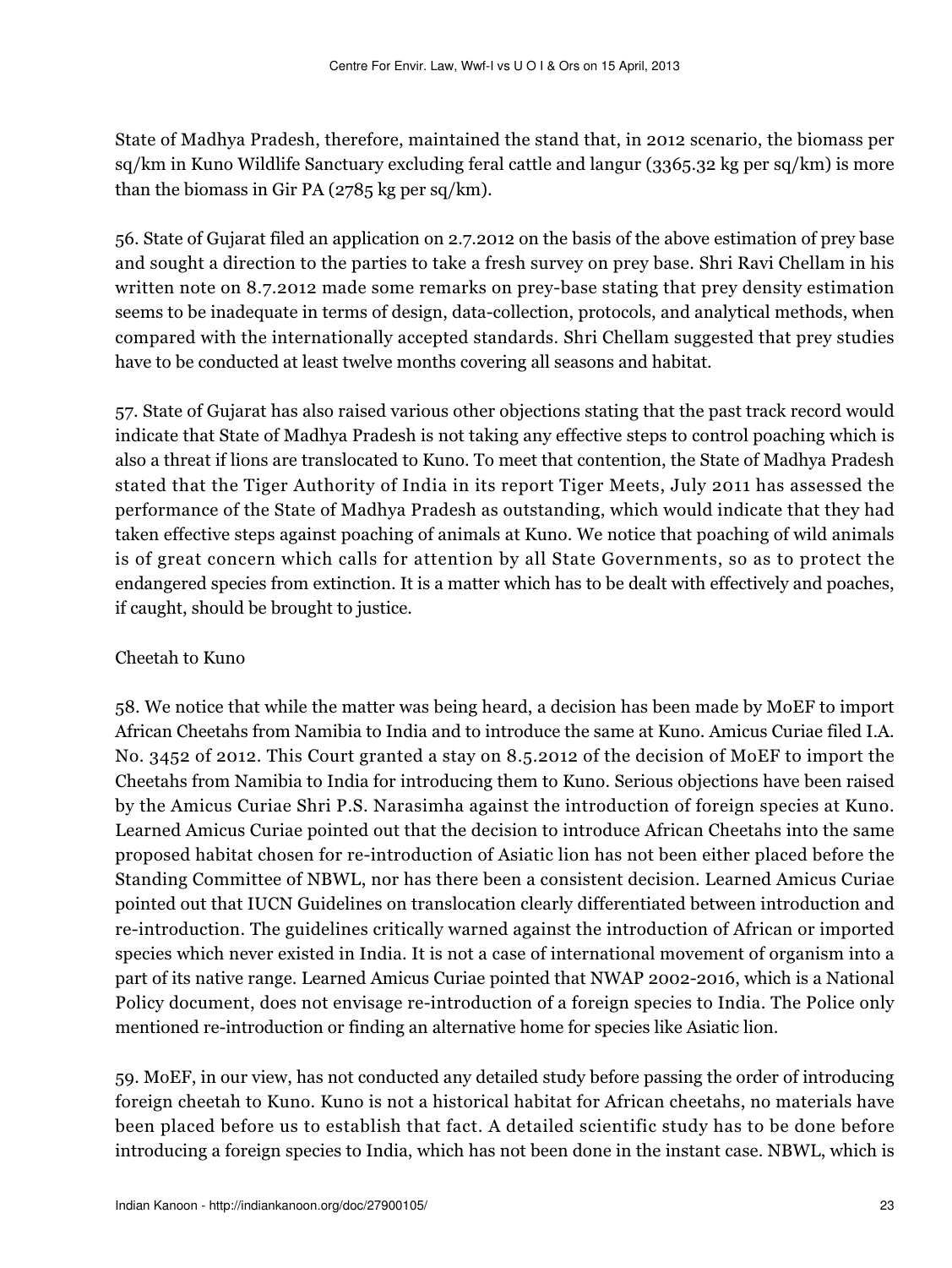State of Madhya Pradesh, therefore, maintained the stand that, in 2012 scenario, the biomass per sq/km in Kuno Wildlife Sanctuary excluding feral cattle and langur (3365.32 kg per sq/km) is more than the biomass in Gir PA (2785 kg per sq/km).

56. State of Gujarat filed an application on 2.7.2012 on the basis of the above estimation of prey base and sought a direction to the parties to take a fresh survey on prey base. Shri Ravi Chellam in his written note on 8.7.2012 made some remarks on prey-base stating that prey density estimation seems to be inadequate in terms of design, data-collection, protocols, and analytical methods, when compared with the internationally accepted standards. Shri Chellam suggested that prey studies have to be conducted at least twelve months covering all seasons and habitat.

57. State of Gujarat has also raised various other objections stating that the past track record would indicate that State of Madhya Pradesh is not taking any effective steps to control poaching which is also a threat if lions are translocated to Kuno. To meet that contention, the State of Madhya Pradesh stated that the Tiger Authority of India in its report Tiger Meets, July 2011 has assessed the performance of the State of Madhya Pradesh as outstanding, which would indicate that they had taken effective steps against poaching of animals at Kuno. We notice that poaching of wild animals is of great concern which calls for attention by all State Governments, so as to protect the endangered species from extinction. It is a matter which has to be dealt with effectively and poaches, if caught, should be brought to justice.

Cheetah to Kuno

58. We notice that while the matter was being heard, a decision has been made by MoEF to import African Cheetahs from Namibia to India and to introduce the same at Kuno. Amicus Curiae filed I.A. No. 3452 of 2012. This Court granted a stay on 8.5.2012 of the decision of MoEF to import the Cheetahs from Namibia to India for introducing them to Kuno. Serious objections have been raised by the Amicus Curiae Shri P.S. Narasimha against the introduction of foreign species at Kuno. Learned Amicus Curiae pointed out that the decision to introduce African Cheetahs into the same proposed habitat chosen for re-introduction of Asiatic lion has not been either placed before the Standing Committee of NBWL, nor has there been a consistent decision. Learned Amicus Curiae pointed out that IUCN Guidelines on translocation clearly differentiated between introduction and re-introduction. The guidelines critically warned against the introduction of African or imported species which never existed in India. It is not a case of international movement of organism into a part of its native range. Learned Amicus Curiae pointed that NWAP 2002-2016, which is a National Policy document, does not envisage re-introduction of a foreign species to India. The Police only mentioned re-introduction or finding an alternative home for species like Asiatic lion.

59. MoEF, in our view, has not conducted any detailed study before passing the order of introducing foreign cheetah to Kuno. Kuno is not a historical habitat for African cheetahs, no materials have been placed before us to establish that fact. A detailed scientific study has to be done before introducing a foreign species to India, which has not been done in the instant case. NBWL, which is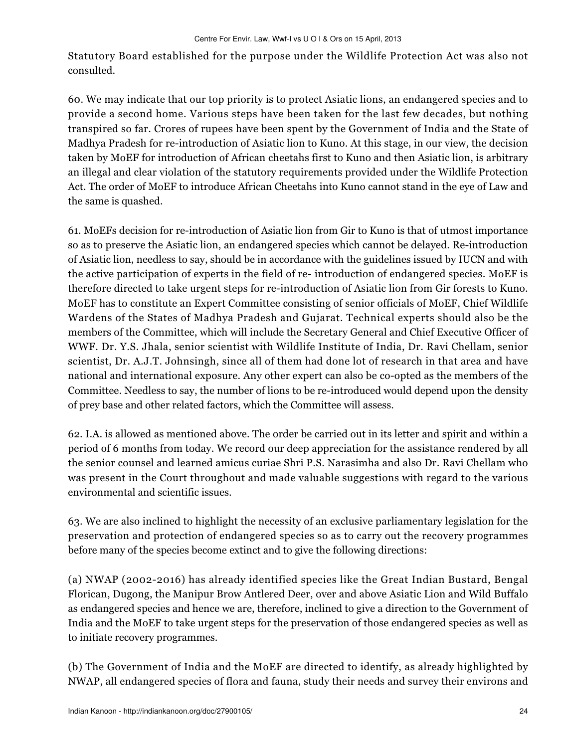Statutory Board established for the purpose under the Wildlife Protection Act was also not consulted.

60. We may indicate that our top priority is to protect Asiatic lions, an endangered species and to provide a second home. Various steps have been taken for the last few decades, but nothing transpired so far. Crores of rupees have been spent by the Government of India and the State of Madhya Pradesh for re-introduction of Asiatic lion to Kuno. At this stage, in our view, the decision taken by MoEF for introduction of African cheetahs first to Kuno and then Asiatic lion, is arbitrary an illegal and clear violation of the statutory requirements provided under the Wildlife Protection Act. The order of MoEF to introduce African Cheetahs into Kuno cannot stand in the eye of Law and the same is quashed.

61. MoEFs decision for re-introduction of Asiatic lion from Gir to Kuno is that of utmost importance so as to preserve the Asiatic lion, an endangered species which cannot be delayed. Re-introduction of Asiatic lion, needless to say, should be in accordance with the guidelines issued by IUCN and with the active participation of experts in the field of re- introduction of endangered species. MoEF is therefore directed to take urgent steps for re-introduction of Asiatic lion from Gir forests to Kuno. MoEF has to constitute an Expert Committee consisting of senior officials of MoEF, Chief Wildlife Wardens of the States of Madhya Pradesh and Gujarat. Technical experts should also be the members of the Committee, which will include the Secretary General and Chief Executive Officer of WWF. Dr. Y.S. Jhala, senior scientist with Wildlife Institute of India, Dr. Ravi Chellam, senior scientist, Dr. A.J.T. Johnsingh, since all of them had done lot of research in that area and have national and international exposure. Any other expert can also be co-opted as the members of the Committee. Needless to say, the number of lions to be re-introduced would depend upon the density of prey base and other related factors, which the Committee will assess.

62. I.A. is allowed as mentioned above. The order be carried out in its letter and spirit and within a period of 6 months from today. We record our deep appreciation for the assistance rendered by all the senior counsel and learned amicus curiae Shri P.S. Narasimha and also Dr. Ravi Chellam who was present in the Court throughout and made valuable suggestions with regard to the various environmental and scientific issues.

63. We are also inclined to highlight the necessity of an exclusive parliamentary legislation for the preservation and protection of endangered species so as to carry out the recovery programmes before many of the species become extinct and to give the following directions:

(a) NWAP (2002-2016) has already identified species like the Great Indian Bustard, Bengal Florican, Dugong, the Manipur Brow Antlered Deer, over and above Asiatic Lion and Wild Buffalo as endangered species and hence we are, therefore, inclined to give a direction to the Government of India and the MoEF to take urgent steps for the preservation of those endangered species as well as to initiate recovery programmes.

(b) The Government of India and the MoEF are directed to identify, as already highlighted by NWAP, all endangered species of flora and fauna, study their needs and survey their environs and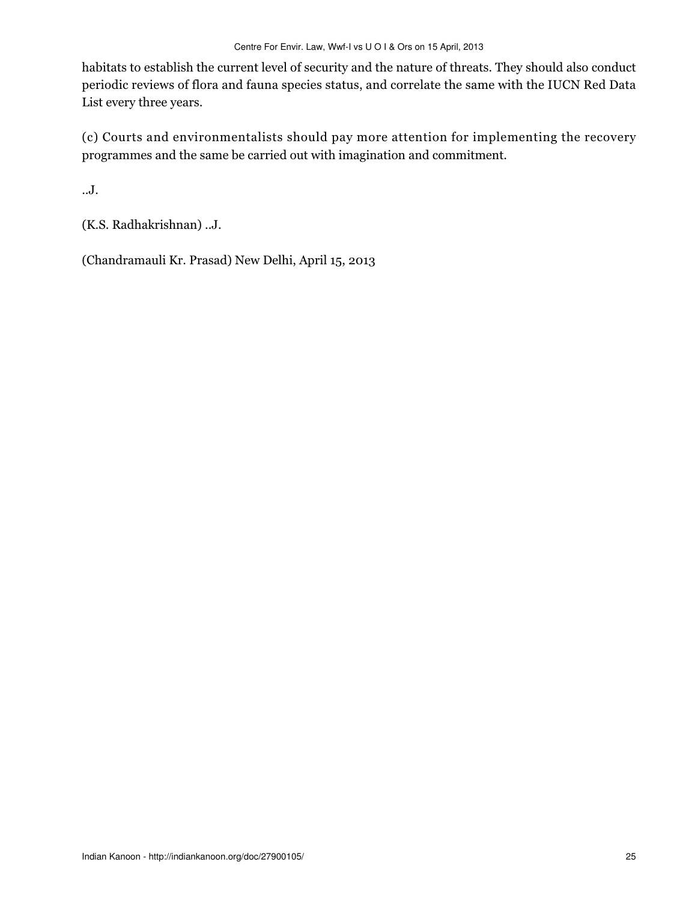habitats to establish the current level of security and the nature of threats. They should also conduct periodic reviews of flora and fauna species status, and correlate the same with the IUCN Red Data List every three years.

(c) Courts and environmentalists should pay more attention for implementing the recovery programmes and the same be carried out with imagination and commitment.

..J.

(K.S. Radhakrishnan) ..J.

(Chandramauli Kr. Prasad) New Delhi, April 15, 2013